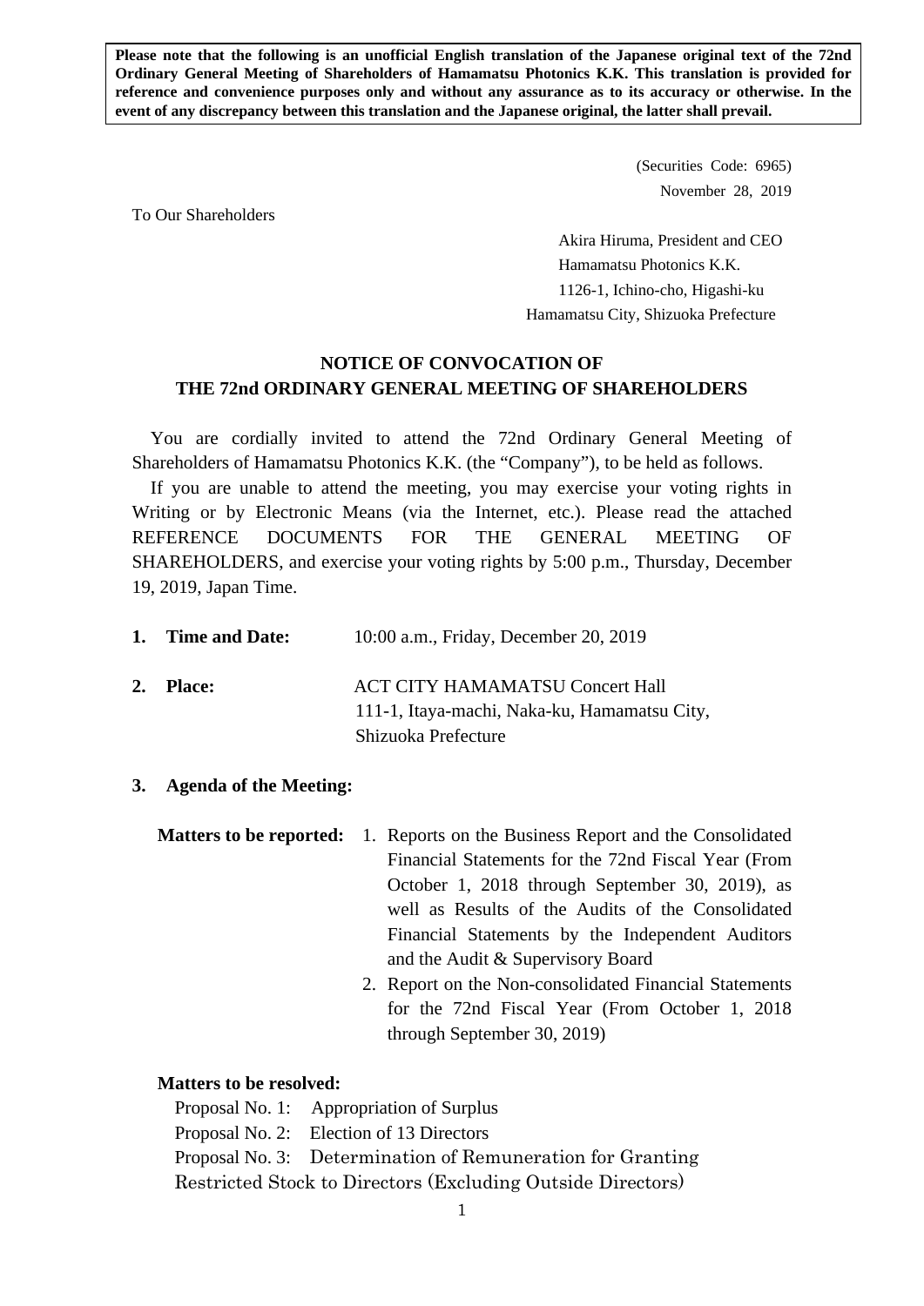**Please note that the following is an unofficial English translation of the Japanese original text of the 72nd Ordinary General Meeting of Shareholders of Hamamatsu Photonics K.K. This translation is provided for reference and convenience purposes only and without any assurance as to its accuracy or otherwise. In the event of any discrepancy between this translation and the Japanese original, the latter shall prevail.**

(Securities Code: 6965)
November 28, 2019

To Our Shareholders

Akira Hiruma, President and CEO
Hamamatsu Photonics K.K.
1126-1, Ichino-cho, Higashi-ku
Hamamatsu City, Shizuoka Prefecture

# NOTICE OF CONVOCATION OF THE 72nd ORDINARY GENERAL MEETING OF SHAREHOLDERS

You are cordially invited to attend the 72nd Ordinary General Meeting of Shareholders of Hamamatsu Photonics K.K. (the "Company"), to be held as follows.

If you are unable to attend the meeting, you may exercise your voting rights in Writing or by Electronic Means (via the Internet, etc.). Please read the attached REFERENCE DOCUMENTS FOR THE GENERAL MEETING OF SHAREHOLDERS, and exercise your voting rights by 5:00 p.m., Thursday, December 19, 2019, Japan Time.

1. **Time and Date:** 10:00 a.m., Friday, December 20, 2019

2. **Place:** ACT CITY HAMAMATSU Concert Hall
   111-1, Itaya-machi, Naka-ku, Hamamatsu City, Shizuoka Prefecture

3. **Agenda of the Meeting:**

**Matters to be reported:**

1. Reports on the Business Report and the Consolidated Financial Statements for the 72nd Fiscal Year (From October 1, 2018 through September 30, 2019), as well as Results of the Audits of the Consolidated Financial Statements by the Independent Auditors and the Audit & Supervisory Board
2. Report on the Non-consolidated Financial Statements for the 72nd Fiscal Year (From October 1, 2018 through September 30, 2019)

**Matters to be resolved:**

Proposal No. 1: Appropriation of Surplus
Proposal No. 2: Election of 13 Directors
Proposal No. 3: Determination of Remuneration for Granting Restricted Stock to Directors (Excluding Outside Directors)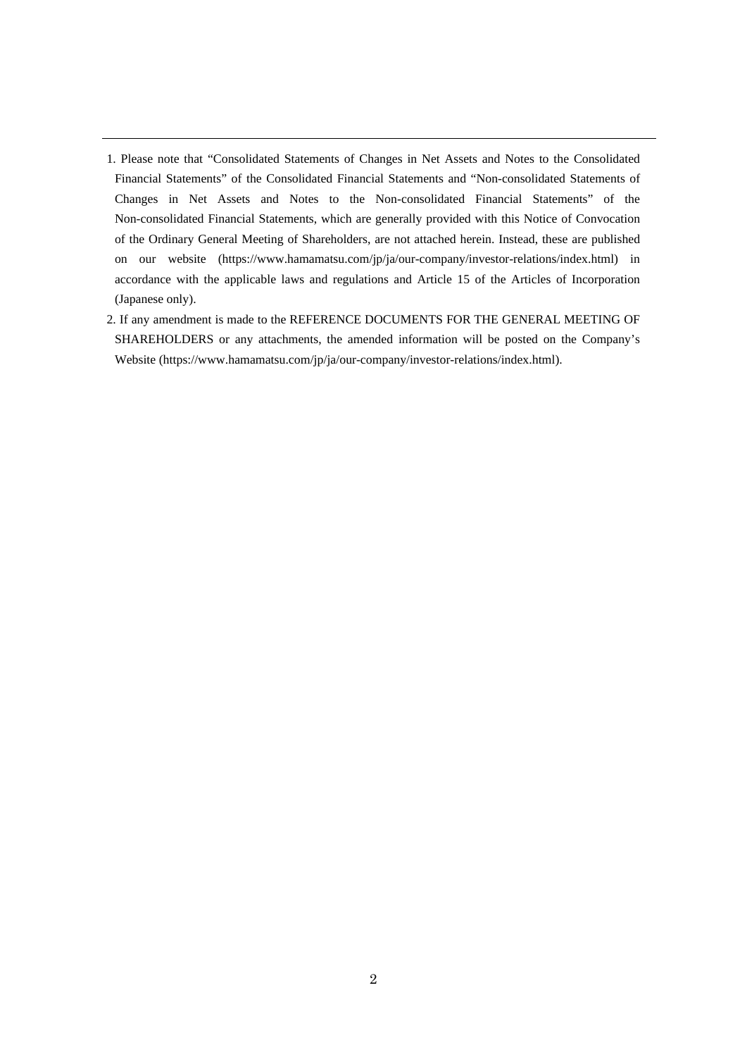1. Please note that "Consolidated Statements of Changes in Net Assets and Notes to the Consolidated Financial Statements" of the Consolidated Financial Statements and "Non-consolidated Statements of Changes in Net Assets and Notes to the Non-consolidated Financial Statements" of the Non-consolidated Financial Statements, which are generally provided with this Notice of Convocation of the Ordinary General Meeting of Shareholders, are not attached herein. Instead, these are published on our website (https://www.hamamatsu.com/jp/ja/our-company/investor-relations/index.html) in accordance with the applicable laws and regulations and Article 15 of the Articles of Incorporation (Japanese only).
2. If any amendment is made to the REFERENCE DOCUMENTS FOR THE GENERAL MEETING OF SHAREHOLDERS or any attachments, the amended information will be posted on the Company's Website (https://www.hamamatsu.com/jp/ja/our-company/investor-relations/index.html).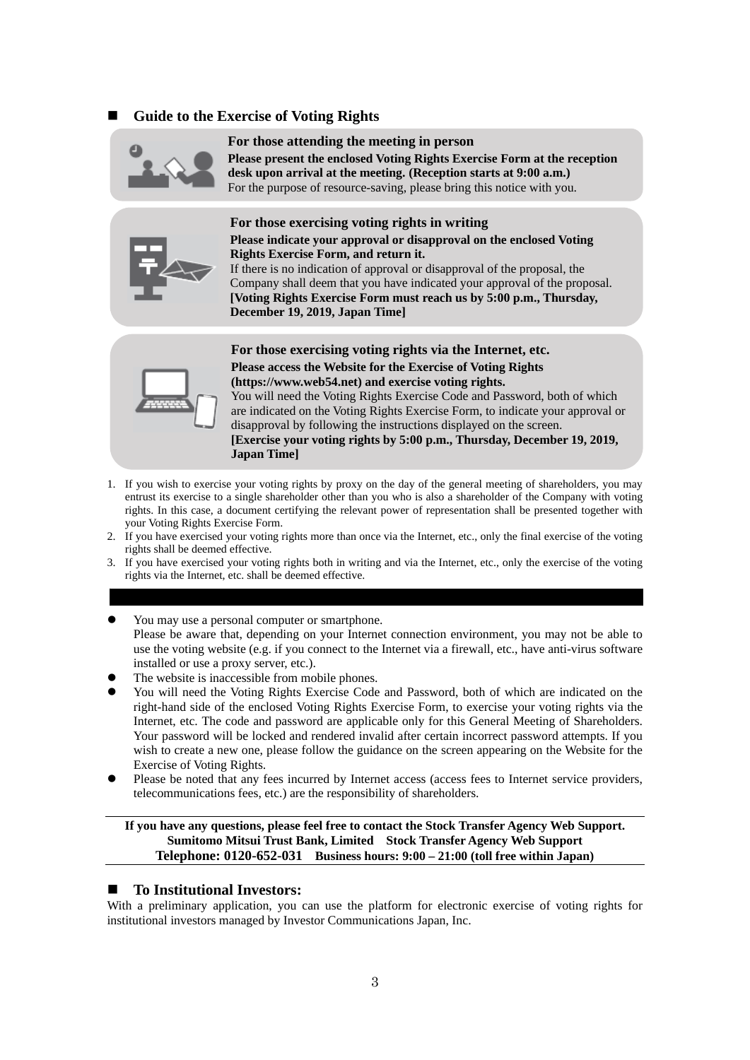## ■ Guide to the Exercise of Voting Rights

**For those attending the meeting in person**

**Please present the enclosed Voting Rights Exercise Form at the reception desk upon arrival at the meeting. (Reception starts at 9:00 a.m.)**
For the purpose of resource-saving, please bring this notice with you.

**For those exercising voting rights in writing**

**Please indicate your approval or disapproval on the enclosed Voting Rights Exercise Form, and return it.**
If there is no indication of approval or disapproval of the proposal, the Company shall deem that you have indicated your approval of the proposal.
**[Voting Rights Exercise Form must reach us by 5:00 p.m., Thursday, December 19, 2019, Japan Time]**

**For those exercising voting rights via the Internet, etc.**

**Please access the Website for the Exercise of Voting Rights (https://www.web54.net) and exercise voting rights.**
You will need the Voting Rights Exercise Code and Password, both of which are indicated on the Voting Rights Exercise Form, to indicate your approval or disapproval by following the instructions displayed on the screen.
**[Exercise your voting rights by 5:00 p.m., Thursday, December 19, 2019, Japan Time]**

1. If you wish to exercise your voting rights by proxy on the day of the general meeting of shareholders, you may entrust its exercise to a single shareholder other than you who is also a shareholder of the Company with voting rights. In this case, a document certifying the relevant power of representation shall be presented together with your Voting Rights Exercise Form.
2. If you have exercised your voting rights more than once via the Internet, etc., only the final exercise of the voting rights shall be deemed effective.
3. If you have exercised your voting rights both in writing and via the Internet, etc., only the exercise of the voting rights via the Internet, etc. shall be deemed effective.

- You may use a personal computer or smartphone.
  Please be aware that, depending on your Internet connection environment, you may not be able to use the voting website (e.g. if you connect to the Internet via a firewall, etc., have anti-virus software installed or use a proxy server, etc.).
- The website is inaccessible from mobile phones.
- You will need the Voting Rights Exercise Code and Password, both of which are indicated on the right-hand side of the enclosed Voting Rights Exercise Form, to exercise your voting rights via the Internet, etc. The code and password are applicable only for this General Meeting of Shareholders. Your password will be locked and rendered invalid after certain incorrect password attempts. If you wish to create a new one, please follow the guidance on the screen appearing on the Website for the Exercise of Voting Rights.
- Please be noted that any fees incurred by Internet access (access fees to Internet service providers, telecommunications fees, etc.) are the responsibility of shareholders.

**If you have any questions, please feel free to contact the Stock Transfer Agency Web Support.**
**Sumitomo Mitsui Trust Bank, Limited Stock Transfer Agency Web Support**
**Telephone: 0120-652-031 Business hours: 9:00 – 21:00 (toll free within Japan)**

## ■ To Institutional Investors:

With a preliminary application, you can use the platform for electronic exercise of voting rights for institutional investors managed by Investor Communications Japan, Inc.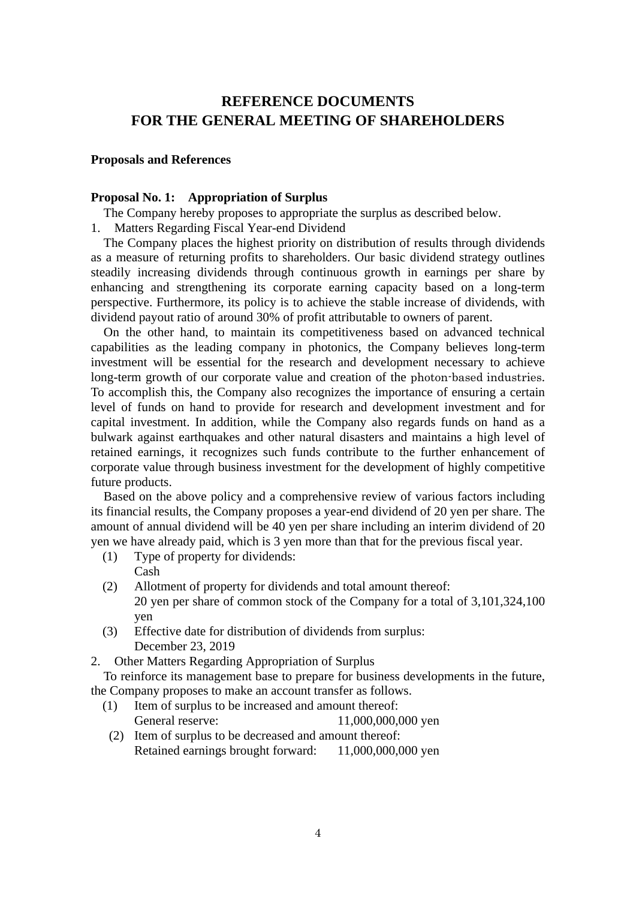# REFERENCE DOCUMENTS FOR THE GENERAL MEETING OF SHAREHOLDERS

**Proposals and References**

**Proposal No. 1: Appropriation of Surplus**

The Company hereby proposes to appropriate the surplus as described below.

1. Matters Regarding Fiscal Year-end Dividend

The Company places the highest priority on distribution of results through dividends as a measure of returning profits to shareholders. Our basic dividend strategy outlines steadily increasing dividends through continuous growth in earnings per share by enhancing and strengthening its corporate earning capacity based on a long-term perspective. Furthermore, its policy is to achieve the stable increase of dividends, with dividend payout ratio of around 30% of profit attributable to owners of parent.

On the other hand, to maintain its competitiveness based on advanced technical capabilities as the leading company in photonics, the Company believes long-term investment will be essential for the research and development necessary to achieve long-term growth of our corporate value and creation of the photon-based industries. To accomplish this, the Company also recognizes the importance of ensuring a certain level of funds on hand to provide for research and development investment and for capital investment. In addition, while the Company also regards funds on hand as a bulwark against earthquakes and other natural disasters and maintains a high level of retained earnings, it recognizes such funds contribute to the further enhancement of corporate value through business investment for the development of highly competitive future products.

Based on the above policy and a comprehensive review of various factors including its financial results, the Company proposes a year-end dividend of 20 yen per share. The amount of annual dividend will be 40 yen per share including an interim dividend of 20 yen we have already paid, which is 3 yen more than that for the previous fiscal year.

(1) Type of property for dividends:
Cash

(2) Allotment of property for dividends and total amount thereof:
20 yen per share of common stock of the Company for a total of 3,101,324,100 yen

(3) Effective date for distribution of dividends from surplus:
December 23, 2019

2. Other Matters Regarding Appropriation of Surplus

To reinforce its management base to prepare for business developments in the future, the Company proposes to make an account transfer as follows.

(1) Item of surplus to be increased and amount thereof:
General reserve: 11,000,000,000 yen

(2) Item of surplus to be decreased and amount thereof:
Retained earnings brought forward: 11,000,000,000 yen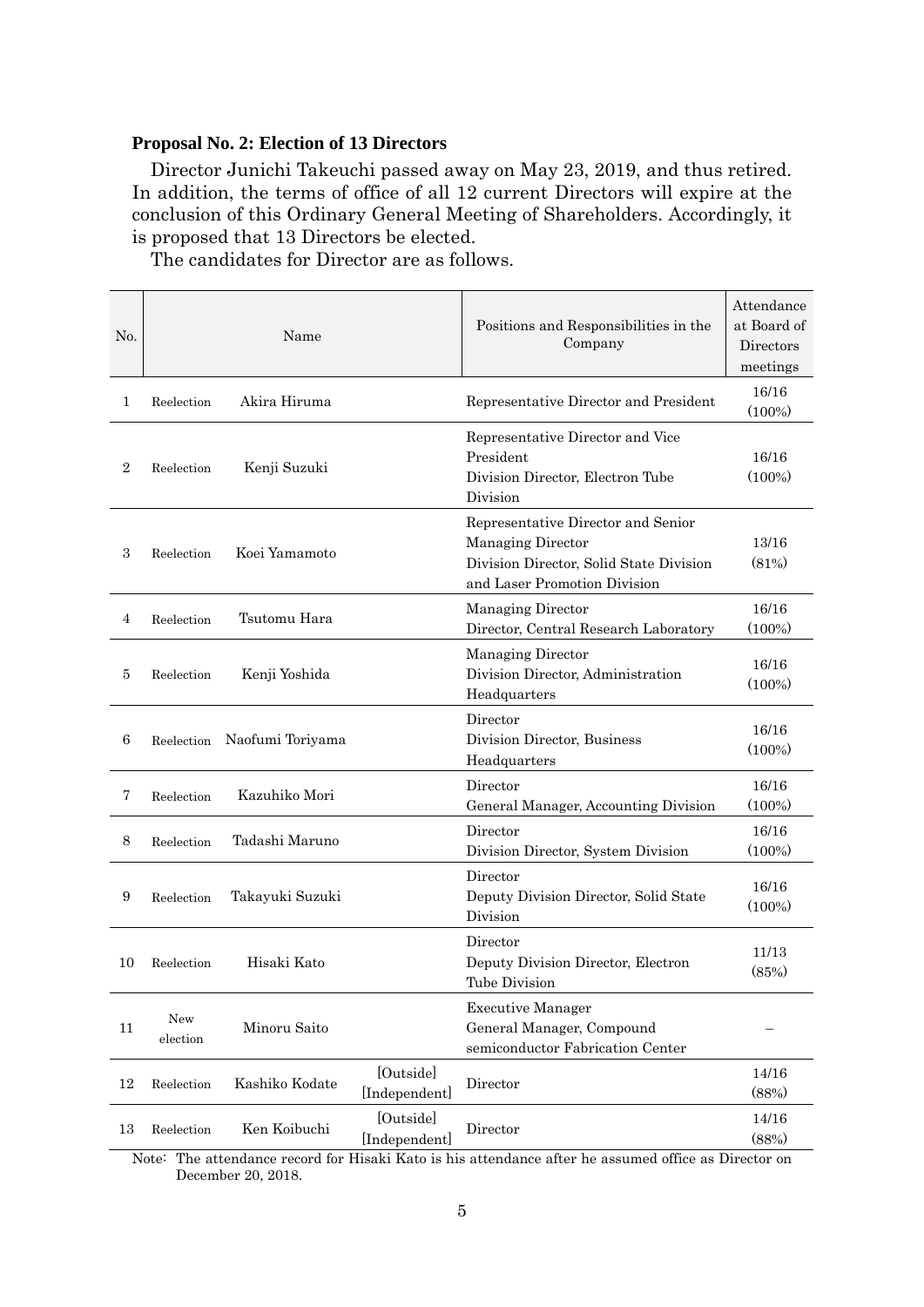**Proposal No. 2: Election of 13 Directors**

Director Junichi Takeuchi passed away on May 23, 2019, and thus retired. In addition, the terms of office of all 12 current Directors will expire at the conclusion of this Ordinary General Meeting of Shareholders. Accordingly, it is proposed that 13 Directors be elected.

The candidates for Director are as follows.

| No. | Name | | | Positions and Responsibilities in the Company | Attendance at Board of Directors meetings |
|---|---|---|---|---|---|
| 1 | Reelection | Akira Hiruma | | Representative Director and President | 16/16 (100%) |
| 2 | Reelection | Kenji Suzuki | | Representative Director and Vice President<br>Division Director, Electron Tube Division | 16/16 (100%) |
| 3 | Reelection | Koei Yamamoto | | Representative Director and Senior Managing Director<br>Division Director, Solid State Division and Laser Promotion Division | 13/16 (81%) |
| 4 | Reelection | Tsutomu Hara | | Managing Director<br>Director, Central Research Laboratory | 16/16 (100%) |
| 5 | Reelection | Kenji Yoshida | | Managing Director<br>Division Director, Administration Headquarters | 16/16 (100%) |
| 6 | Reelection | Naofumi Toriyama | | Director<br>Division Director, Business Headquarters | 16/16 (100%) |
| 7 | Reelection | Kazuhiko Mori | | Director<br>General Manager, Accounting Division | 16/16 (100%) |
| 8 | Reelection | Tadashi Maruno | | Director<br>Division Director, System Division | 16/16 (100%) |
| 9 | Reelection | Takayuki Suzuki | | Director<br>Deputy Division Director, Solid State Division | 16/16 (100%) |
| 10 | Reelection | Hisaki Kato | | Director<br>Deputy Division Director, Electron Tube Division | 11/13 (85%) |
| 11 | New election | Minoru Saito | | Executive Manager<br>General Manager, Compound semiconductor Fabrication Center | – |
| 12 | Reelection | Kashiko Kodate | [Outside] [Independent] | Director | 14/16 (88%) |
| 13 | Reelection | Ken Koibuchi | [Outside] [Independent] | Director | 14/16 (88%) |

Note: The attendance record for Hisaki Kato is his attendance after he assumed office as Director on December 20, 2018.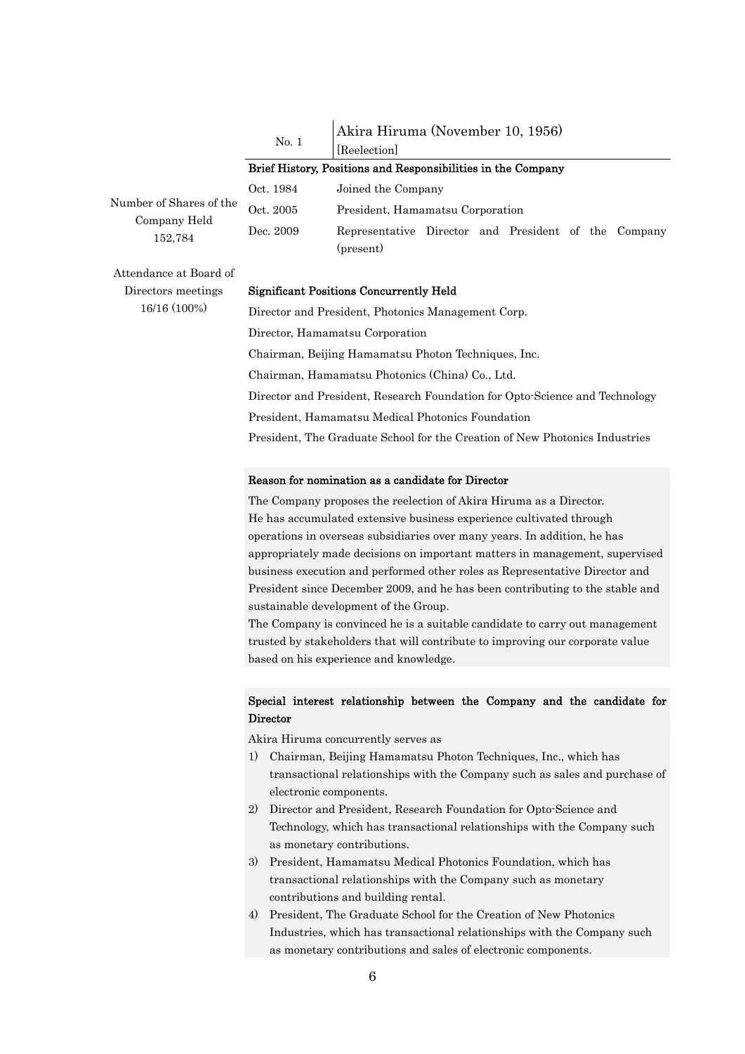| No. 1 | Akira Hiruma (November 10, 1956) [Reelection] |
|---|---|

Number of Shares of the Company Held
152,784

Attendance at Board of Directors meetings
16/16 (100%)

**Brief History, Positions and Responsibilities in the Company**

| | |
|---|---|
| Oct. 1984 | Joined the Company |
| Oct. 2005 | President, Hamamatsu Corporation |
| Dec. 2009 | Representative Director and President of the Company (present) |

**Significant Positions Concurrently Held**

Director and President, Photonics Management Corp.
Director, Hamamatsu Corporation
Chairman, Beijing Hamamatsu Photon Techniques, Inc.
Chairman, Hamamatsu Photonics (China) Co., Ltd.
Director and President, Research Foundation for Opto-Science and Technology
President, Hamamatsu Medical Photonics Foundation
President, The Graduate School for the Creation of New Photonics Industries

**Reason for nomination as a candidate for Director**

The Company proposes the reelection of Akira Hiruma as a Director.
He has accumulated extensive business experience cultivated through operations in overseas subsidiaries over many years. In addition, he has appropriately made decisions on important matters in management, supervised business execution and performed other roles as Representative Director and President since December 2009, and he has been contributing to the stable and sustainable development of the Group.
The Company is convinced he is a suitable candidate to carry out management trusted by stakeholders that will contribute to improving our corporate value based on his experience and knowledge.

**Special interest relationship between the Company and the candidate for Director**

Akira Hiruma concurrently serves as

1) Chairman, Beijing Hamamatsu Photon Techniques, Inc., which has transactional relationships with the Company such as sales and purchase of electronic components.
2) Director and President, Research Foundation for Opto-Science and Technology, which has transactional relationships with the Company such as monetary contributions.
3) President, Hamamatsu Medical Photonics Foundation, which has transactional relationships with the Company such as monetary contributions and building rental.
4) President, The Graduate School for the Creation of New Photonics Industries, which has transactional relationships with the Company such as monetary contributions and sales of electronic components.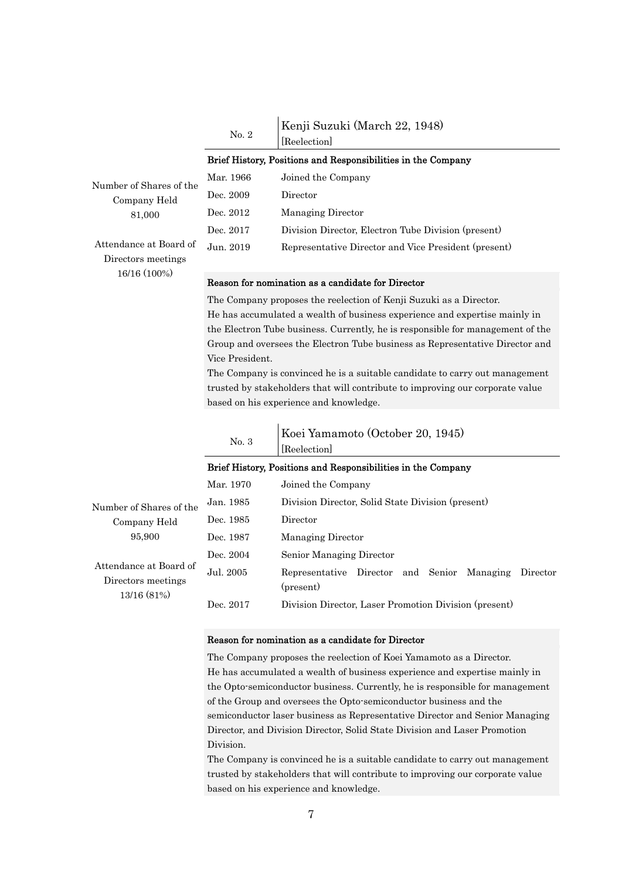## No. 2 Kenji Suzuki (March 22, 1948)

[Reelection]

Number of Shares of the Company Held
81,000

Attendance at Board of Directors meetings
16/16 (100%)

**Brief History, Positions and Responsibilities in the Company**

| | |
|---|---|
| Mar. 1966 | Joined the Company |
| Dec. 2009 | Director |
| Dec. 2012 | Managing Director |
| Dec. 2017 | Division Director, Electron Tube Division (present) |
| Jun. 2019 | Representative Director and Vice President (present) |

**Reason for nomination as a candidate for Director**

The Company proposes the reelection of Kenji Suzuki as a Director.
He has accumulated a wealth of business experience and expertise mainly in the Electron Tube business. Currently, he is responsible for management of the Group and oversees the Electron Tube business as Representative Director and Vice President.
The Company is convinced he is a suitable candidate to carry out management trusted by stakeholders that will contribute to improving our corporate value based on his experience and knowledge.

## No. 3 Koei Yamamoto (October 20, 1945)

[Reelection]

Number of Shares of the Company Held
95,900

Attendance at Board of Directors meetings
13/16 (81%)

**Brief History, Positions and Responsibilities in the Company**

| | |
|---|---|
| Mar. 1970 | Joined the Company |
| Jan. 1985 | Division Director, Solid State Division (present) |
| Dec. 1985 | Director |
| Dec. 1987 | Managing Director |
| Dec. 2004 | Senior Managing Director |
| Jul. 2005 | Representative Director and Senior Managing Director (present) |
| Dec. 2017 | Division Director, Laser Promotion Division (present) |

**Reason for nomination as a candidate for Director**

The Company proposes the reelection of Koei Yamamoto as a Director.
He has accumulated a wealth of business experience and expertise mainly in the Opto-semiconductor business. Currently, he is responsible for management of the Group and oversees the Opto-semiconductor business and the semiconductor laser business as Representative Director and Senior Managing Director, and Division Director, Solid State Division and Laser Promotion Division.
The Company is convinced he is a suitable candidate to carry out management trusted by stakeholders that will contribute to improving our corporate value based on his experience and knowledge.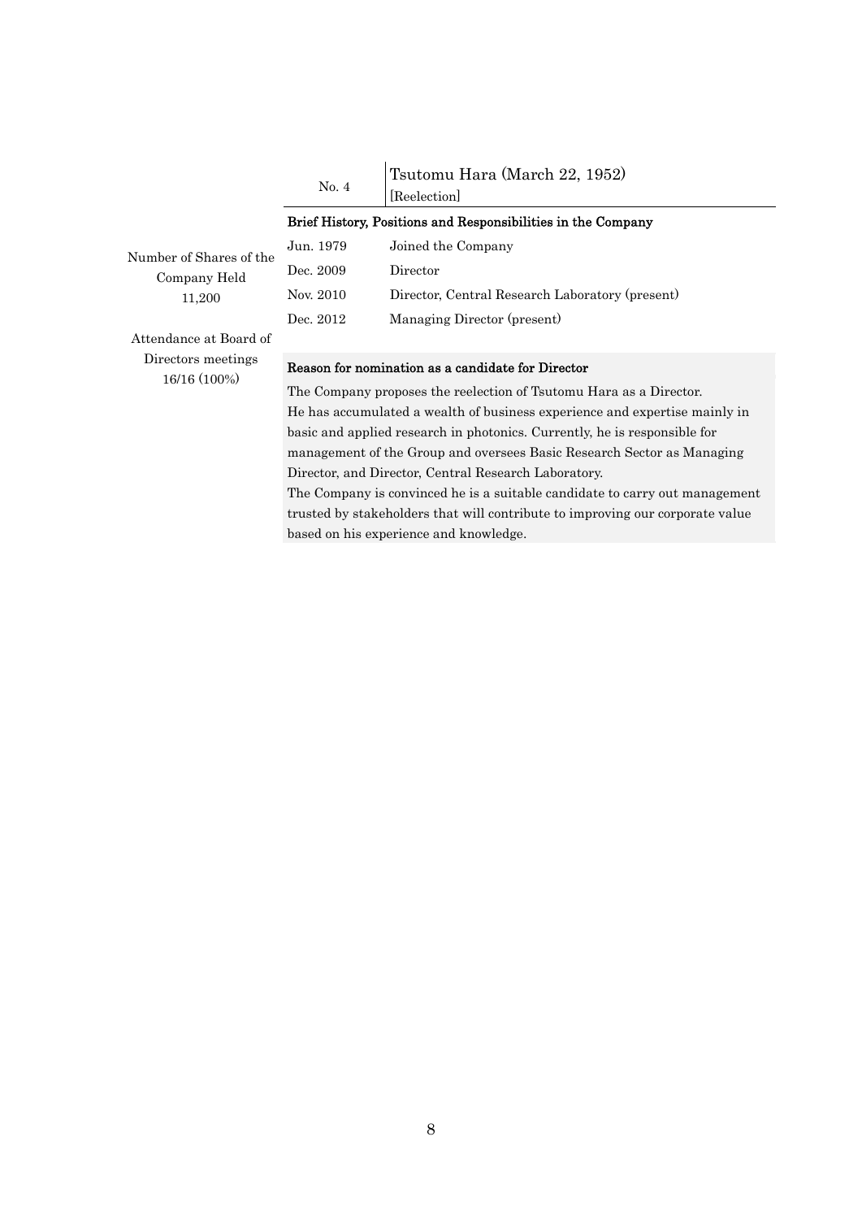No. 4 | Tsutomu Hara (March 22, 1952)
[Reelection]

Number of Shares of the Company Held
11,200

Attendance at Board of Directors meetings
16/16 (100%)

**Brief History, Positions and Responsibilities in the Company**

| | |
|---|---|
| Jun. 1979 | Joined the Company |
| Dec. 2009 | Director |
| Nov. 2010 | Director, Central Research Laboratory (present) |
| Dec. 2012 | Managing Director (present) |

**Reason for nomination as a candidate for Director**

The Company proposes the reelection of Tsutomu Hara as a Director.
He has accumulated a wealth of business experience and expertise mainly in basic and applied research in photonics. Currently, he is responsible for management of the Group and oversees Basic Research Sector as Managing Director, and Director, Central Research Laboratory.
The Company is convinced he is a suitable candidate to carry out management trusted by stakeholders that will contribute to improving our corporate value based on his experience and knowledge.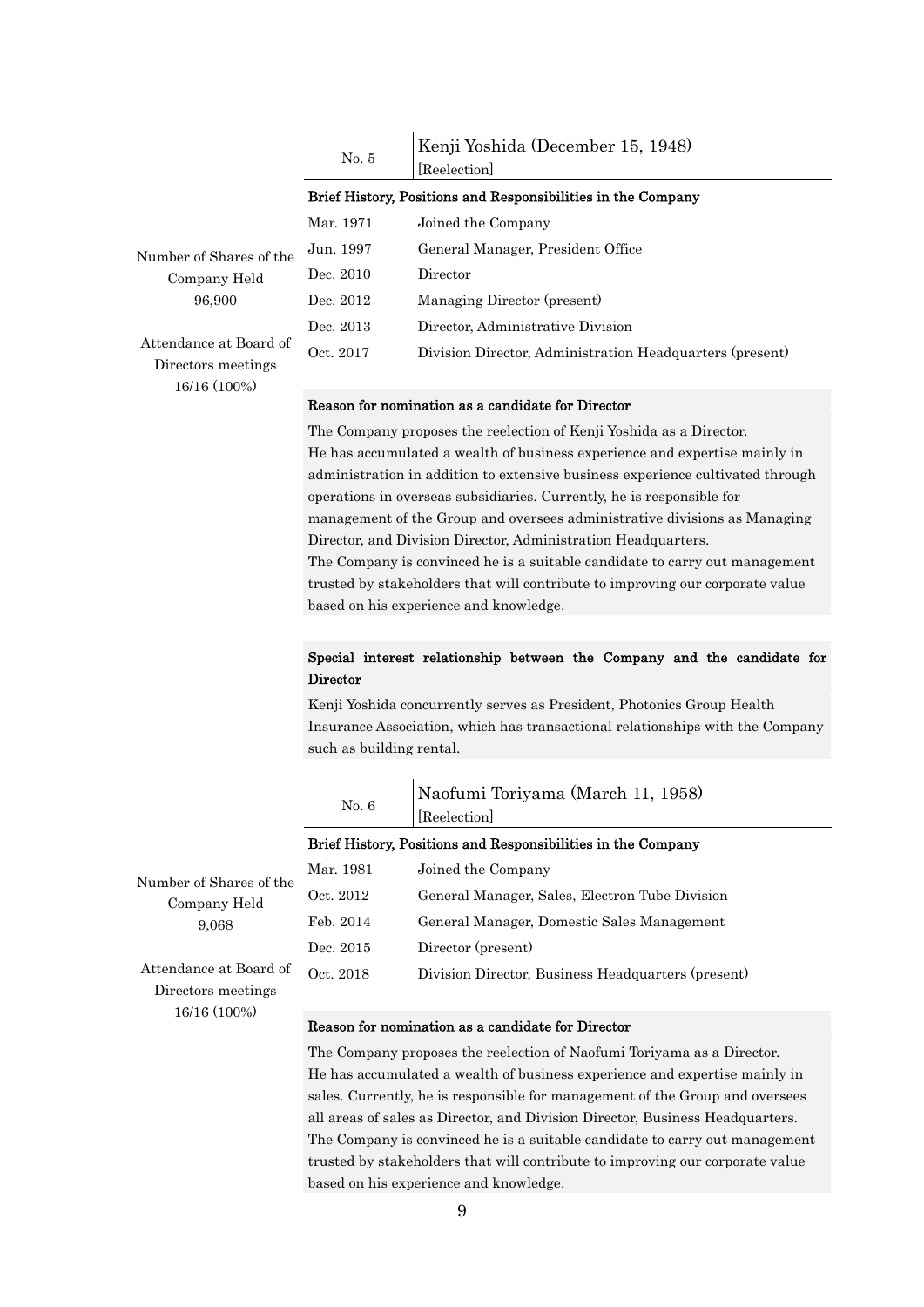| No. 5 | Kenji Yoshida (December 15, 1948) [Reelection] |
|---|---|

**Brief History, Positions and Responsibilities in the Company**

| | |
|---|---|
| Mar. 1971 | Joined the Company |
| Jun. 1997 | General Manager, President Office |
| Dec. 2010 | Director |
| Dec. 2012 | Managing Director (present) |
| Dec. 2013 | Director, Administrative Division |
| Oct. 2017 | Division Director, Administration Headquarters (present) |

Number of Shares of the Company Held
96,900

Attendance at Board of Directors meetings
16/16 (100%)

**Reason for nomination as a candidate for Director**

The Company proposes the reelection of Kenji Yoshida as a Director.
He has accumulated a wealth of business experience and expertise mainly in administration in addition to extensive business experience cultivated through operations in overseas subsidiaries. Currently, he is responsible for management of the Group and oversees administrative divisions as Managing Director, and Division Director, Administration Headquarters.
The Company is convinced he is a suitable candidate to carry out management trusted by stakeholders that will contribute to improving our corporate value based on his experience and knowledge.

**Special interest relationship between the Company and the candidate for Director**

Kenji Yoshida concurrently serves as President, Photonics Group Health Insurance Association, which has transactional relationships with the Company such as building rental.

| No. 6 | Naofumi Toriyama (March 11, 1958) [Reelection] |
|---|---|

**Brief History, Positions and Responsibilities in the Company**

| | |
|---|---|
| Mar. 1981 | Joined the Company |
| Oct. 2012 | General Manager, Sales, Electron Tube Division |
| Feb. 2014 | General Manager, Domestic Sales Management |
| Dec. 2015 | Director (present) |
| Oct. 2018 | Division Director, Business Headquarters (present) |

Number of Shares of the Company Held
9,068

Attendance at Board of Directors meetings
16/16 (100%)

**Reason for nomination as a candidate for Director**

The Company proposes the reelection of Naofumi Toriyama as a Director.
He has accumulated a wealth of business experience and expertise mainly in sales. Currently, he is responsible for management of the Group and oversees all areas of sales as Director, and Division Director, Business Headquarters.
The Company is convinced he is a suitable candidate to carry out management trusted by stakeholders that will contribute to improving our corporate value based on his experience and knowledge.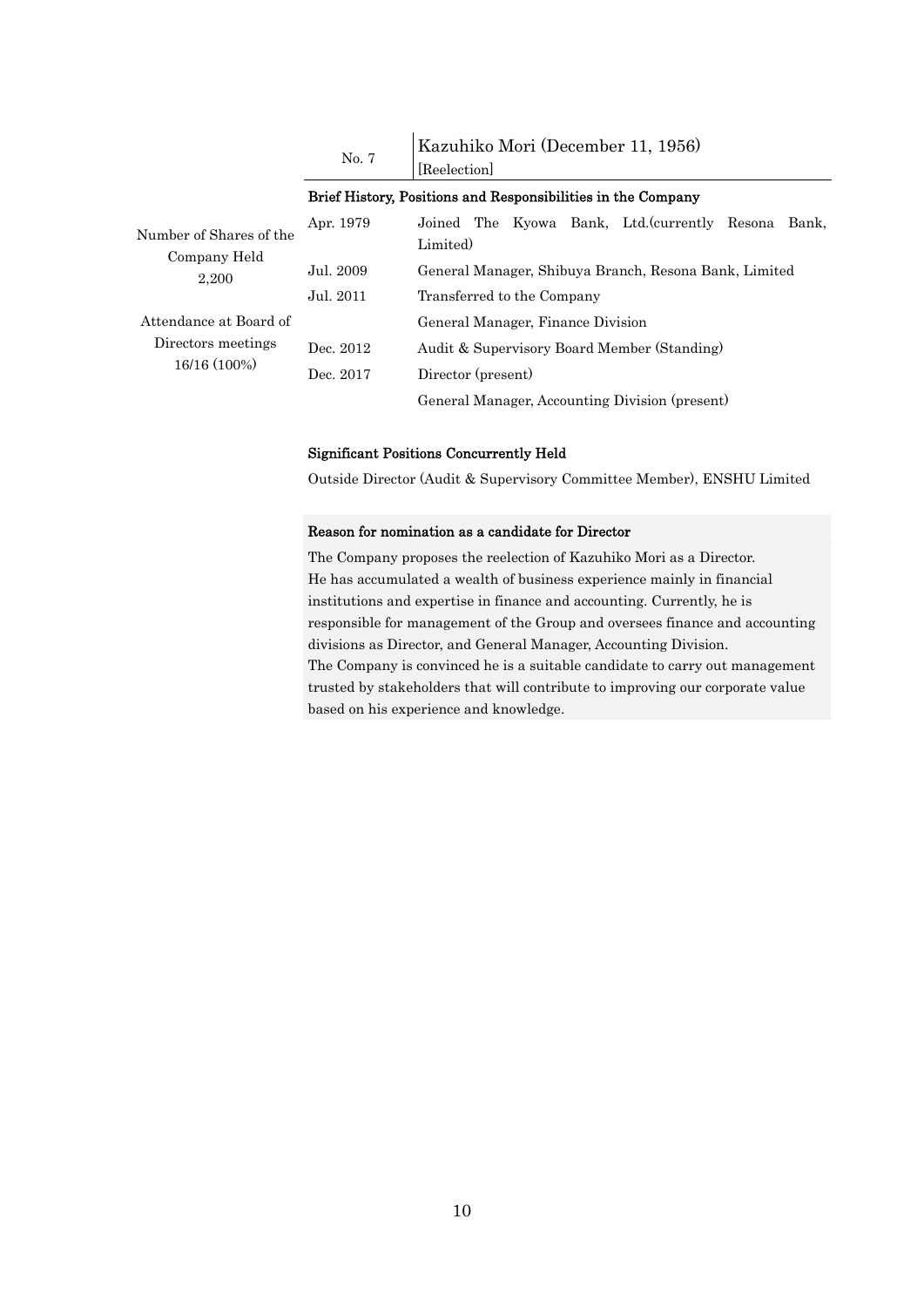| No. 7 | Kazuhiko Mori (December 11, 1956) [Reelection] |
|---|---|

**Brief History, Positions and Responsibilities in the Company**

Number of Shares of the Company Held
2,200

Attendance at Board of Directors meetings
16/16 (100%)

| | |
|---|---|
| Apr. 1979 | Joined The Kyowa Bank, Ltd.(currently Resona Bank, Limited) |
| Jul. 2009 | General Manager, Shibuya Branch, Resona Bank, Limited |
| Jul. 2011 | Transferred to the Company |
| | General Manager, Finance Division |
| Dec. 2012 | Audit & Supervisory Board Member (Standing) |
| Dec. 2017 | Director (present) |
| | General Manager, Accounting Division (present) |

**Significant Positions Concurrently Held**

Outside Director (Audit & Supervisory Committee Member), ENSHU Limited

**Reason for nomination as a candidate for Director**

The Company proposes the reelection of Kazuhiko Mori as a Director.
He has accumulated a wealth of business experience mainly in financial institutions and expertise in finance and accounting. Currently, he is responsible for management of the Group and oversees finance and accounting divisions as Director, and General Manager, Accounting Division.
The Company is convinced he is a suitable candidate to carry out management trusted by stakeholders that will contribute to improving our corporate value based on his experience and knowledge.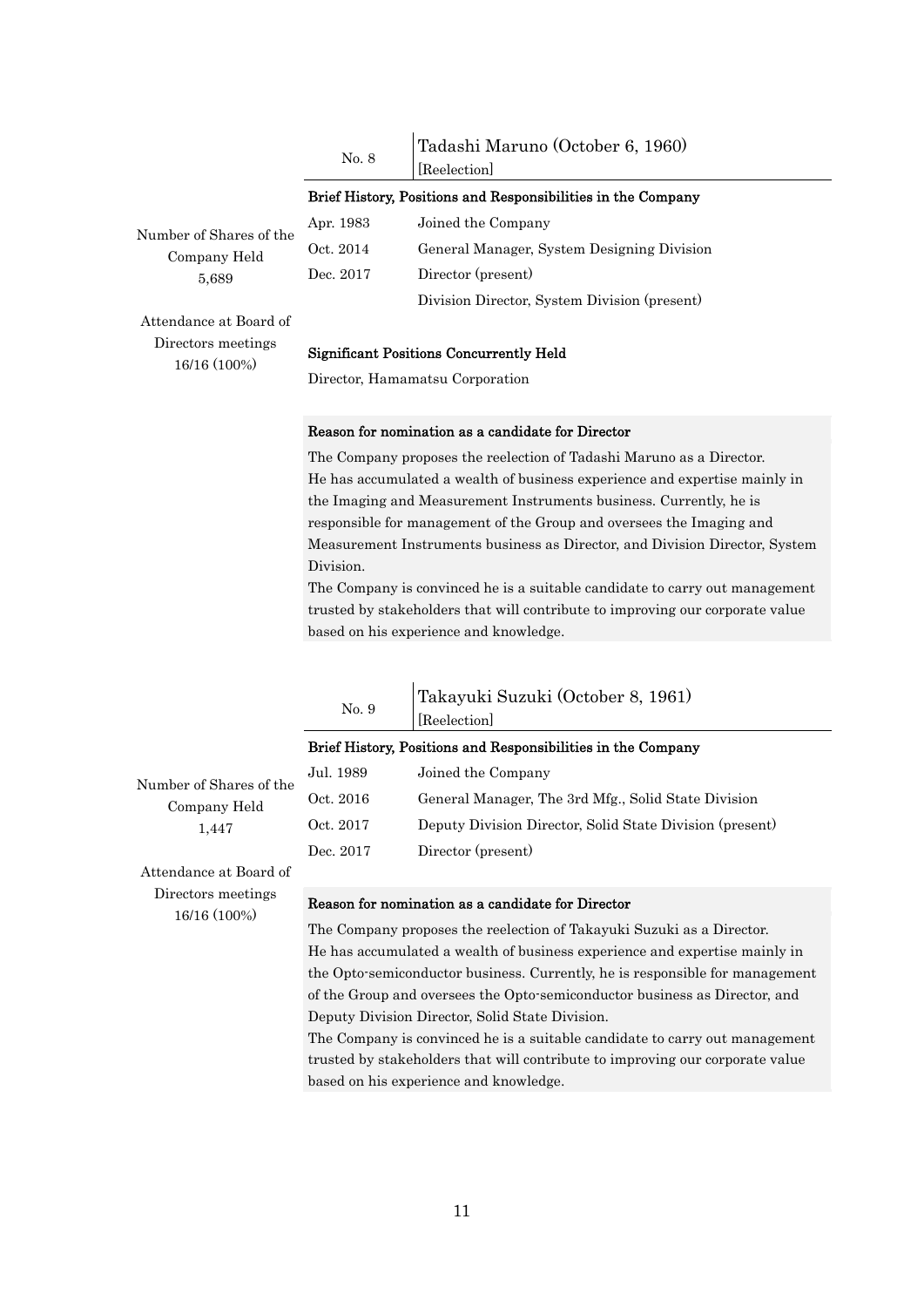| No. 8 | Tadashi Maruno (October 6, 1960) [Reelection] |
|---|---|

Number of Shares of the Company Held
5,689

Attendance at Board of Directors meetings
16/16 (100%)

**Brief History, Positions and Responsibilities in the Company**

| | |
|---|---|
| Apr. 1983 | Joined the Company |
| Oct. 2014 | General Manager, System Designing Division |
| Dec. 2017 | Director (present) |
| | Division Director, System Division (present) |

**Significant Positions Concurrently Held**

Director, Hamamatsu Corporation

**Reason for nomination as a candidate for Director**

The Company proposes the reelection of Tadashi Maruno as a Director.
He has accumulated a wealth of business experience and expertise mainly in the Imaging and Measurement Instruments business. Currently, he is responsible for management of the Group and oversees the Imaging and Measurement Instruments business as Director, and Division Director, System Division.
The Company is convinced he is a suitable candidate to carry out management trusted by stakeholders that will contribute to improving our corporate value based on his experience and knowledge.

| No. 9 | Takayuki Suzuki (October 8, 1961) [Reelection] |
|---|---|

Number of Shares of the Company Held
1,447

Attendance at Board of Directors meetings
16/16 (100%)

**Brief History, Positions and Responsibilities in the Company**

| | |
|---|---|
| Jul. 1989 | Joined the Company |
| Oct. 2016 | General Manager, The 3rd Mfg., Solid State Division |
| Oct. 2017 | Deputy Division Director, Solid State Division (present) |
| Dec. 2017 | Director (present) |

**Reason for nomination as a candidate for Director**

The Company proposes the reelection of Takayuki Suzuki as a Director.
He has accumulated a wealth of business experience and expertise mainly in the Opto-semiconductor business. Currently, he is responsible for management of the Group and oversees the Opto-semiconductor business as Director, and Deputy Division Director, Solid State Division.
The Company is convinced he is a suitable candidate to carry out management trusted by stakeholders that will contribute to improving our corporate value based on his experience and knowledge.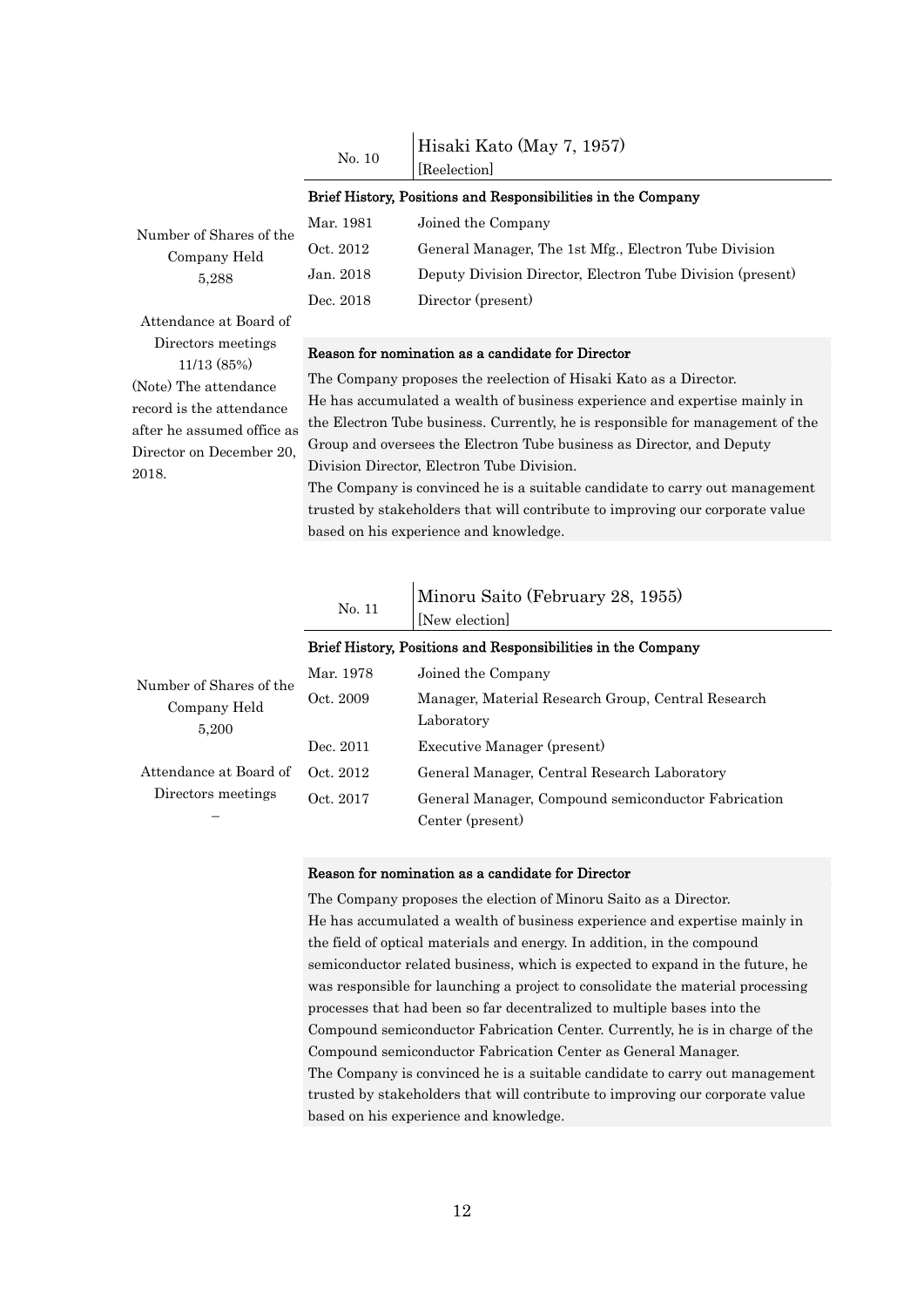## No. 10 Hisaki Kato (May 7, 1957)

[Reelection]

Number of Shares of the Company Held
5,288

Attendance at Board of Directors meetings
11/13 (85%)
(Note) The attendance record is the attendance after he assumed office as Director on December 20, 2018.

**Brief History, Positions and Responsibilities in the Company**

| | |
|---|---|
| Mar. 1981 | Joined the Company |
| Oct. 2012 | General Manager, The 1st Mfg., Electron Tube Division |
| Jan. 2018 | Deputy Division Director, Electron Tube Division (present) |
| Dec. 2018 | Director (present) |

**Reason for nomination as a candidate for Director**

The Company proposes the reelection of Hisaki Kato as a Director.
He has accumulated a wealth of business experience and expertise mainly in the Electron Tube business. Currently, he is responsible for management of the Group and oversees the Electron Tube business as Director, and Deputy Division Director, Electron Tube Division.
The Company is convinced he is a suitable candidate to carry out management trusted by stakeholders that will contribute to improving our corporate value based on his experience and knowledge.

## No. 11 Minoru Saito (February 28, 1955)

[New election]

Number of Shares of the Company Held
5,200

Attendance at Board of Directors meetings
–

**Brief History, Positions and Responsibilities in the Company**

| | |
|---|---|
| Mar. 1978 | Joined the Company |
| Oct. 2009 | Manager, Material Research Group, Central Research Laboratory |
| Dec. 2011 | Executive Manager (present) |
| Oct. 2012 | General Manager, Central Research Laboratory |
| Oct. 2017 | General Manager, Compound semiconductor Fabrication Center (present) |

**Reason for nomination as a candidate for Director**

The Company proposes the election of Minoru Saito as a Director.
He has accumulated a wealth of business experience and expertise mainly in the field of optical materials and energy. In addition, in the compound semiconductor related business, which is expected to expand in the future, he was responsible for launching a project to consolidate the material processing processes that had been so far decentralized to multiple bases into the Compound semiconductor Fabrication Center. Currently, he is in charge of the Compound semiconductor Fabrication Center as General Manager.
The Company is convinced he is a suitable candidate to carry out management trusted by stakeholders that will contribute to improving our corporate value based on his experience and knowledge.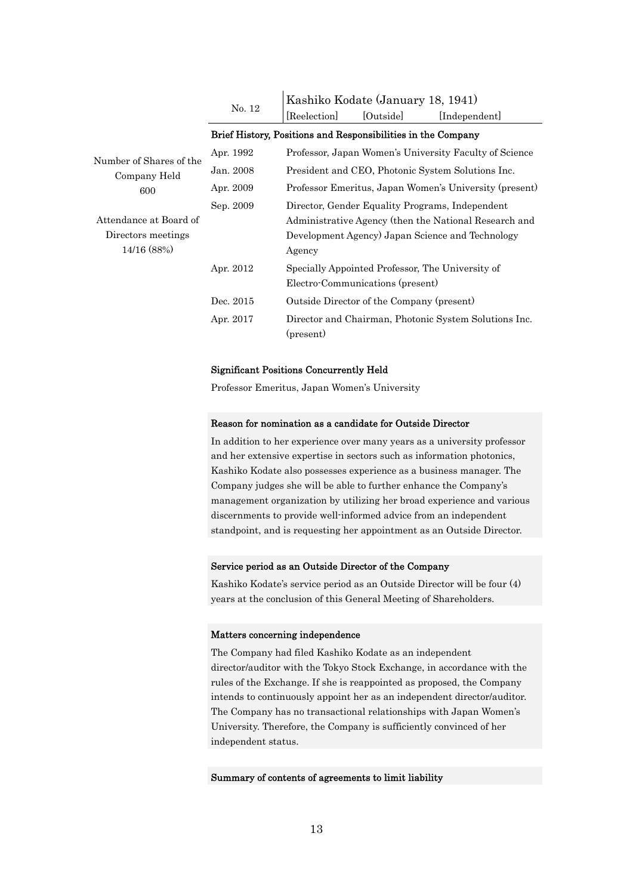| No. 12 | Kashiko Kodate (January 18, 1941) |
|---|---|
| | [Reelection] [Outside] [Independent] |

Number of Shares of the Company Held
600

Attendance at Board of Directors meetings
14/16 (88%)

**Brief History, Positions and Responsibilities in the Company**

| | |
|---|---|
| Apr. 1992 | Professor, Japan Women's University Faculty of Science |
| Jan. 2008 | President and CEO, Photonic System Solutions Inc. |
| Apr. 2009 | Professor Emeritus, Japan Women's University (present) |
| Sep. 2009 | Director, Gender Equality Programs, Independent Administrative Agency (then the National Research and Development Agency) Japan Science and Technology Agency |
| Apr. 2012 | Specially Appointed Professor, The University of Electro-Communications (present) |
| Dec. 2015 | Outside Director of the Company (present) |
| Apr. 2017 | Director and Chairman, Photonic System Solutions Inc. (present) |

**Significant Positions Concurrently Held**

Professor Emeritus, Japan Women's University

**Reason for nomination as a candidate for Outside Director**

In addition to her experience over many years as a university professor and her extensive expertise in sectors such as information photonics, Kashiko Kodate also possesses experience as a business manager. The Company judges she will be able to further enhance the Company's management organization by utilizing her broad experience and various discernments to provide well-informed advice from an independent standpoint, and is requesting her appointment as an Outside Director.

**Service period as an Outside Director of the Company**

Kashiko Kodate's service period as an Outside Director will be four (4) years at the conclusion of this General Meeting of Shareholders.

**Matters concerning independence**

The Company had filed Kashiko Kodate as an independent director/auditor with the Tokyo Stock Exchange, in accordance with the rules of the Exchange. If she is reappointed as proposed, the Company intends to continuously appoint her as an independent director/auditor. The Company has no transactional relationships with Japan Women's University. Therefore, the Company is sufficiently convinced of her independent status.

**Summary of contents of agreements to limit liability**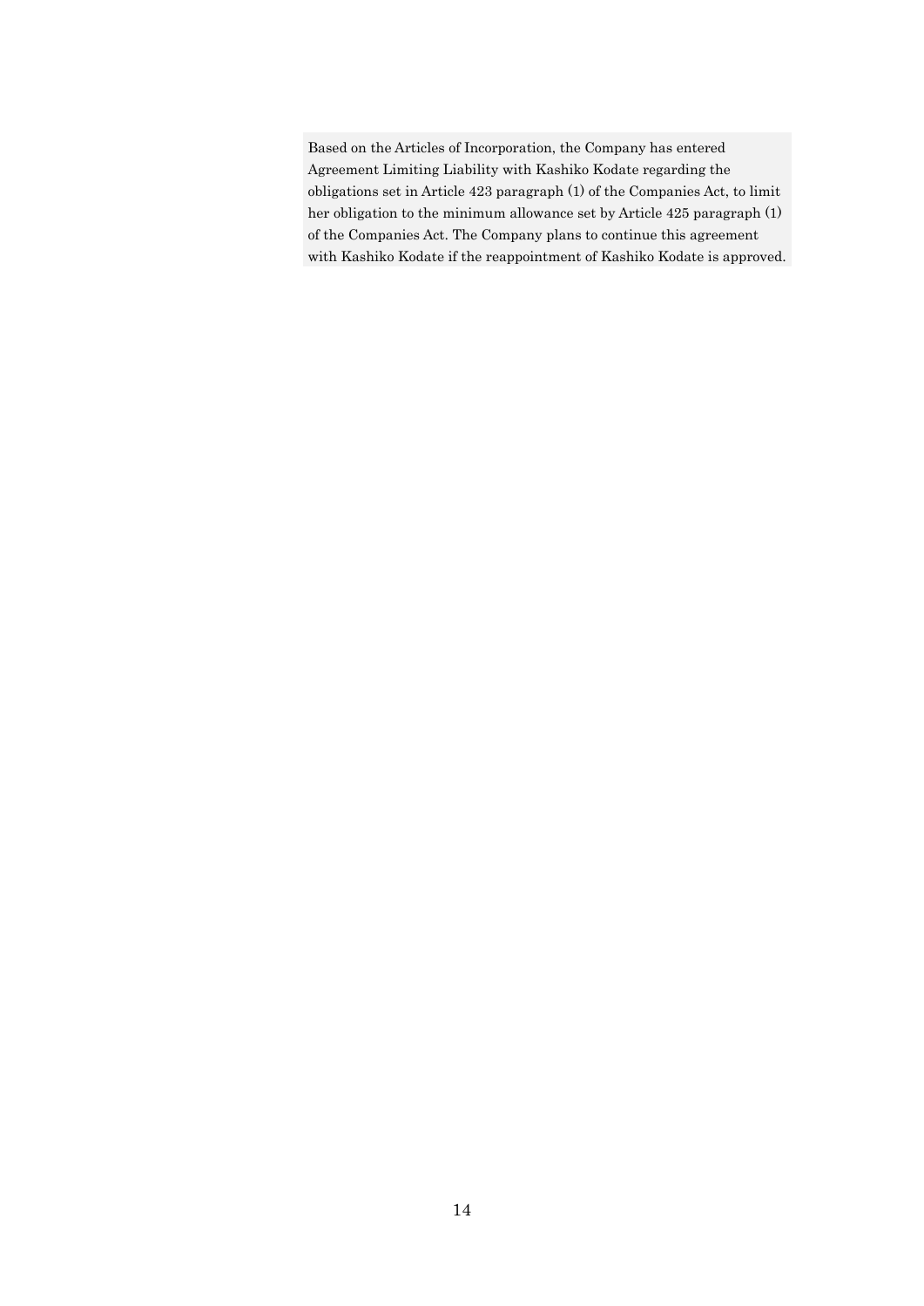Based on the Articles of Incorporation, the Company has entered Agreement Limiting Liability with Kashiko Kodate regarding the obligations set in Article 423 paragraph (1) of the Companies Act, to limit her obligation to the minimum allowance set by Article 425 paragraph (1) of the Companies Act. The Company plans to continue this agreement with Kashiko Kodate if the reappointment of Kashiko Kodate is approved.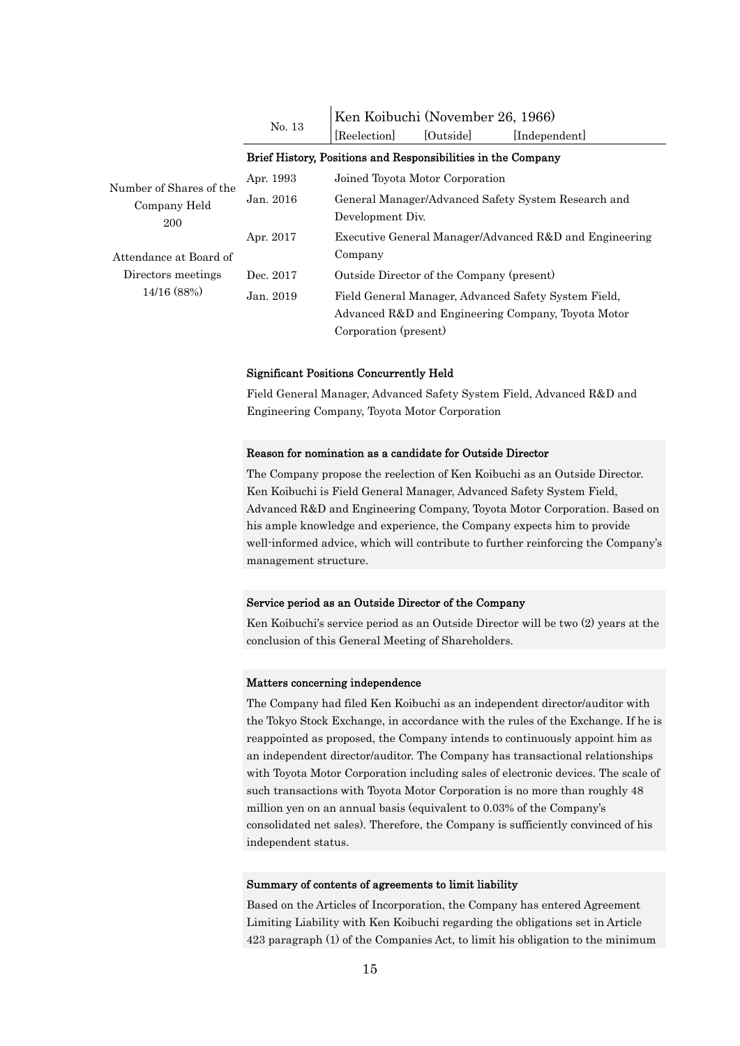| No. 13 | Ken Koibuchi (November 26, 1966) |
|---|---|
| | [Reelection] [Outside] [Independent] |

**Brief History, Positions and Responsibilities in the Company**

Number of Shares of the Company Held
200

Attendance at Board of Directors meetings
14/16 (88%)

| | |
|---|---|
| Apr. 1993 | Joined Toyota Motor Corporation |
| Jan. 2016 | General Manager/Advanced Safety System Research and Development Div. |
| Apr. 2017 | Executive General Manager/Advanced R&D and Engineering Company |
| Dec. 2017 | Outside Director of the Company (present) |
| Jan. 2019 | Field General Manager, Advanced Safety System Field, Advanced R&D and Engineering Company, Toyota Motor Corporation (present) |

**Significant Positions Concurrently Held**

Field General Manager, Advanced Safety System Field, Advanced R&D and Engineering Company, Toyota Motor Corporation

**Reason for nomination as a candidate for Outside Director**

The Company propose the reelection of Ken Koibuchi as an Outside Director. Ken Koibuchi is Field General Manager, Advanced Safety System Field, Advanced R&D and Engineering Company, Toyota Motor Corporation. Based on his ample knowledge and experience, the Company expects him to provide well-informed advice, which will contribute to further reinforcing the Company's management structure.

**Service period as an Outside Director of the Company**

Ken Koibuchi's service period as an Outside Director will be two (2) years at the conclusion of this General Meeting of Shareholders.

**Matters concerning independence**

The Company had filed Ken Koibuchi as an independent director/auditor with the Tokyo Stock Exchange, in accordance with the rules of the Exchange. If he is reappointed as proposed, the Company intends to continuously appoint him as an independent director/auditor. The Company has transactional relationships with Toyota Motor Corporation including sales of electronic devices. The scale of such transactions with Toyota Motor Corporation is no more than roughly 48 million yen on an annual basis (equivalent to 0.03% of the Company's consolidated net sales). Therefore, the Company is sufficiently convinced of his independent status.

**Summary of contents of agreements to limit liability**

Based on the Articles of Incorporation, the Company has entered Agreement Limiting Liability with Ken Koibuchi regarding the obligations set in Article 423 paragraph (1) of the Companies Act, to limit his obligation to the minimum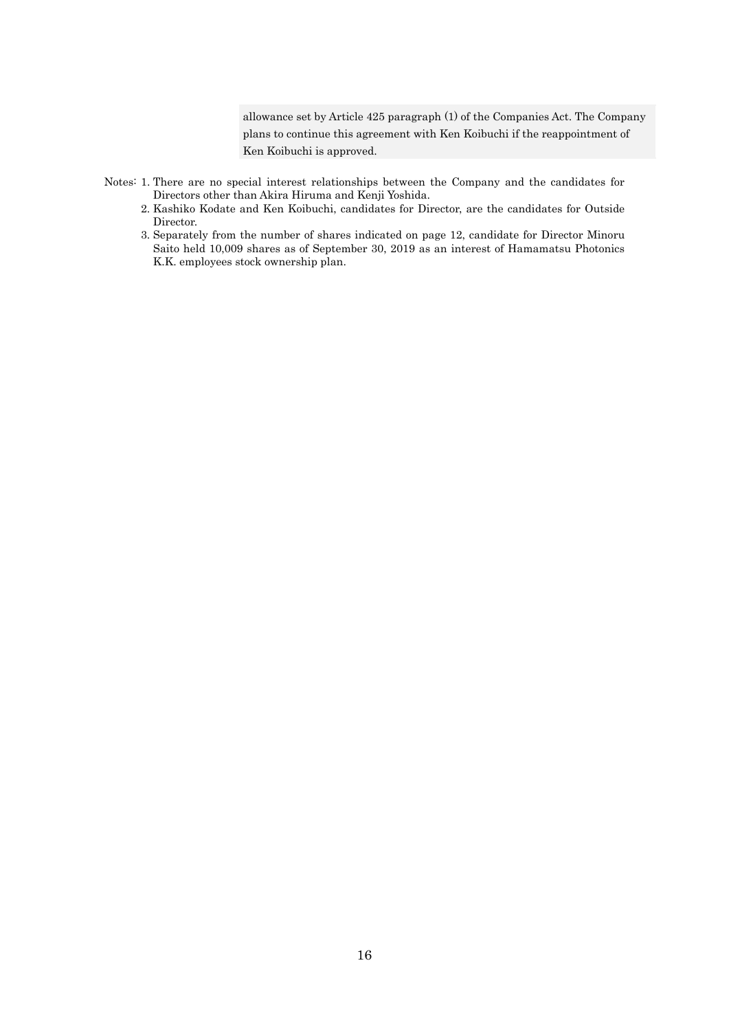allowance set by Article 425 paragraph (1) of the Companies Act. The Company plans to continue this agreement with Ken Koibuchi if the reappointment of Ken Koibuchi is approved.

Notes:
1. There are no special interest relationships between the Company and the candidates for Directors other than Akira Hiruma and Kenji Yoshida.
2. Kashiko Kodate and Ken Koibuchi, candidates for Director, are the candidates for Outside Director.
3. Separately from the number of shares indicated on page 12, candidate for Director Minoru Saito held 10,009 shares as of September 30, 2019 as an interest of Hamamatsu Photonics K.K. employees stock ownership plan.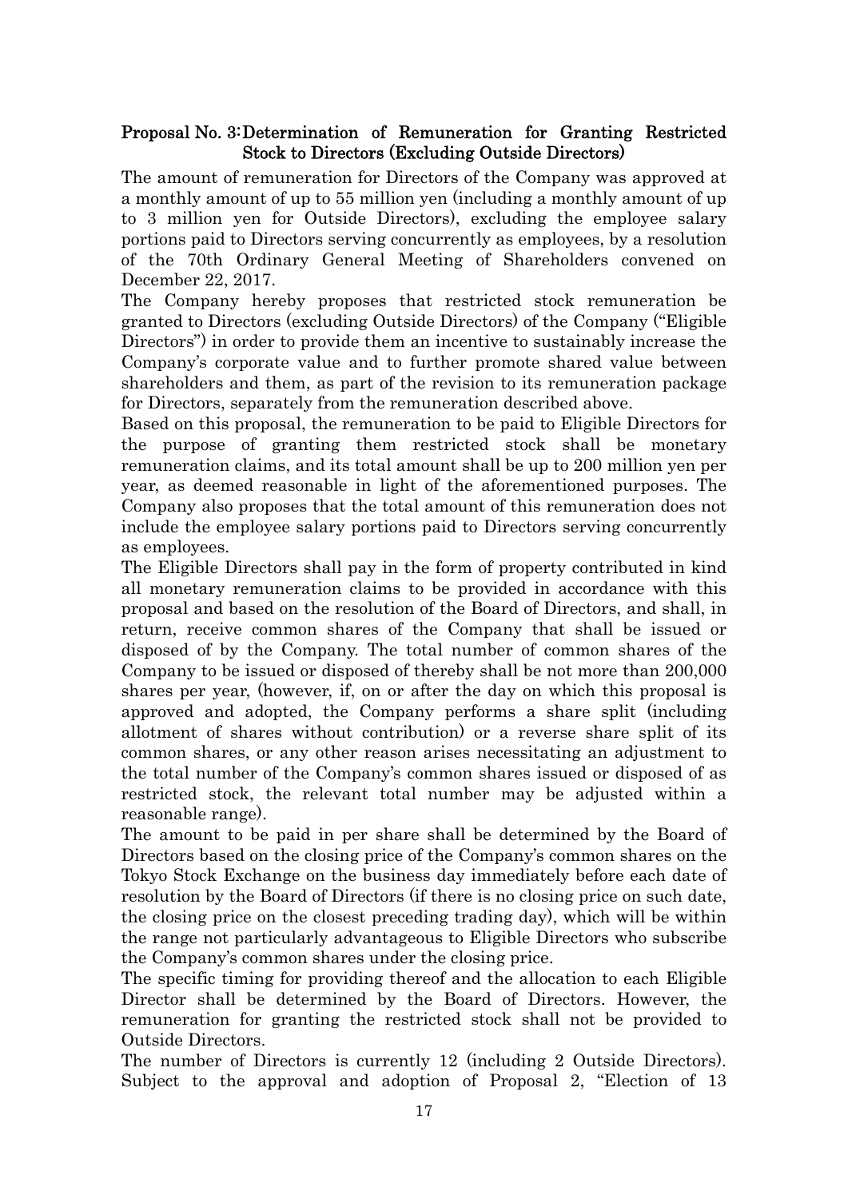## Proposal No. 3: Determination of Remuneration for Granting Restricted Stock to Directors (Excluding Outside Directors)

The amount of remuneration for Directors of the Company was approved at a monthly amount of up to 55 million yen (including a monthly amount of up to 3 million yen for Outside Directors), excluding the employee salary portions paid to Directors serving concurrently as employees, by a resolution of the 70th Ordinary General Meeting of Shareholders convened on December 22, 2017.

The Company hereby proposes that restricted stock remuneration be granted to Directors (excluding Outside Directors) of the Company ("Eligible Directors") in order to provide them an incentive to sustainably increase the Company's corporate value and to further promote shared value between shareholders and them, as part of the revision to its remuneration package for Directors, separately from the remuneration described above.

Based on this proposal, the remuneration to be paid to Eligible Directors for the purpose of granting them restricted stock shall be monetary remuneration claims, and its total amount shall be up to 200 million yen per year, as deemed reasonable in light of the aforementioned purposes. The Company also proposes that the total amount of this remuneration does not include the employee salary portions paid to Directors serving concurrently as employees.

The Eligible Directors shall pay in the form of property contributed in kind all monetary remuneration claims to be provided in accordance with this proposal and based on the resolution of the Board of Directors, and shall, in return, receive common shares of the Company that shall be issued or disposed of by the Company. The total number of common shares of the Company to be issued or disposed of thereby shall be not more than 200,000 shares per year, (however, if, on or after the day on which this proposal is approved and adopted, the Company performs a share split (including allotment of shares without contribution) or a reverse share split of its common shares, or any other reason arises necessitating an adjustment to the total number of the Company's common shares issued or disposed of as restricted stock, the relevant total number may be adjusted within a reasonable range).

The amount to be paid in per share shall be determined by the Board of Directors based on the closing price of the Company's common shares on the Tokyo Stock Exchange on the business day immediately before each date of resolution by the Board of Directors (if there is no closing price on such date, the closing price on the closest preceding trading day), which will be within the range not particularly advantageous to Eligible Directors who subscribe the Company's common shares under the closing price.

The specific timing for providing thereof and the allocation to each Eligible Director shall be determined by the Board of Directors. However, the remuneration for granting the restricted stock shall not be provided to Outside Directors.

The number of Directors is currently 12 (including 2 Outside Directors). Subject to the approval and adoption of Proposal 2, "Election of 13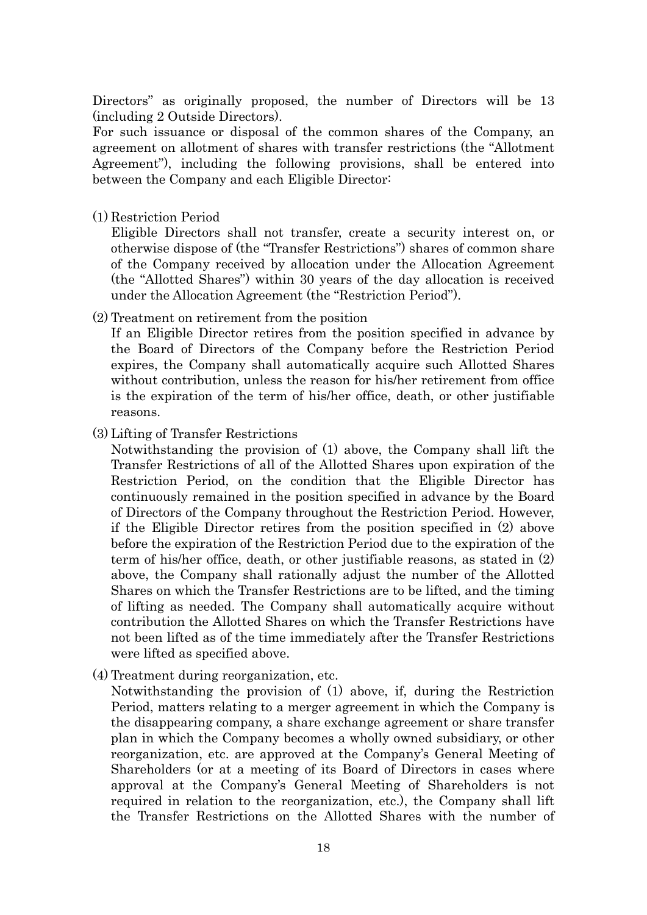Directors" as originally proposed, the number of Directors will be 13 (including 2 Outside Directors).

For such issuance or disposal of the common shares of the Company, an agreement on allotment of shares with transfer restrictions (the "Allotment Agreement"), including the following provisions, shall be entered into between the Company and each Eligible Director:

(1) Restriction Period

Eligible Directors shall not transfer, create a security interest on, or otherwise dispose of (the "Transfer Restrictions") shares of common share of the Company received by allocation under the Allocation Agreement (the "Allotted Shares") within 30 years of the day allocation is received under the Allocation Agreement (the "Restriction Period").

(2) Treatment on retirement from the position

If an Eligible Director retires from the position specified in advance by the Board of Directors of the Company before the Restriction Period expires, the Company shall automatically acquire such Allotted Shares without contribution, unless the reason for his/her retirement from office is the expiration of the term of his/her office, death, or other justifiable reasons.

(3) Lifting of Transfer Restrictions

Notwithstanding the provision of (1) above, the Company shall lift the Transfer Restrictions of all of the Allotted Shares upon expiration of the Restriction Period, on the condition that the Eligible Director has continuously remained in the position specified in advance by the Board of Directors of the Company throughout the Restriction Period. However, if the Eligible Director retires from the position specified in (2) above before the expiration of the Restriction Period due to the expiration of the term of his/her office, death, or other justifiable reasons, as stated in (2) above, the Company shall rationally adjust the number of the Allotted Shares on which the Transfer Restrictions are to be lifted, and the timing of lifting as needed. The Company shall automatically acquire without contribution the Allotted Shares on which the Transfer Restrictions have not been lifted as of the time immediately after the Transfer Restrictions were lifted as specified above.

(4) Treatment during reorganization, etc.

Notwithstanding the provision of (1) above, if, during the Restriction Period, matters relating to a merger agreement in which the Company is the disappearing company, a share exchange agreement or share transfer plan in which the Company becomes a wholly owned subsidiary, or other reorganization, etc. are approved at the Company's General Meeting of Shareholders (or at a meeting of its Board of Directors in cases where approval at the Company's General Meeting of Shareholders is not required in relation to the reorganization, etc.), the Company shall lift the Transfer Restrictions on the Allotted Shares with the number of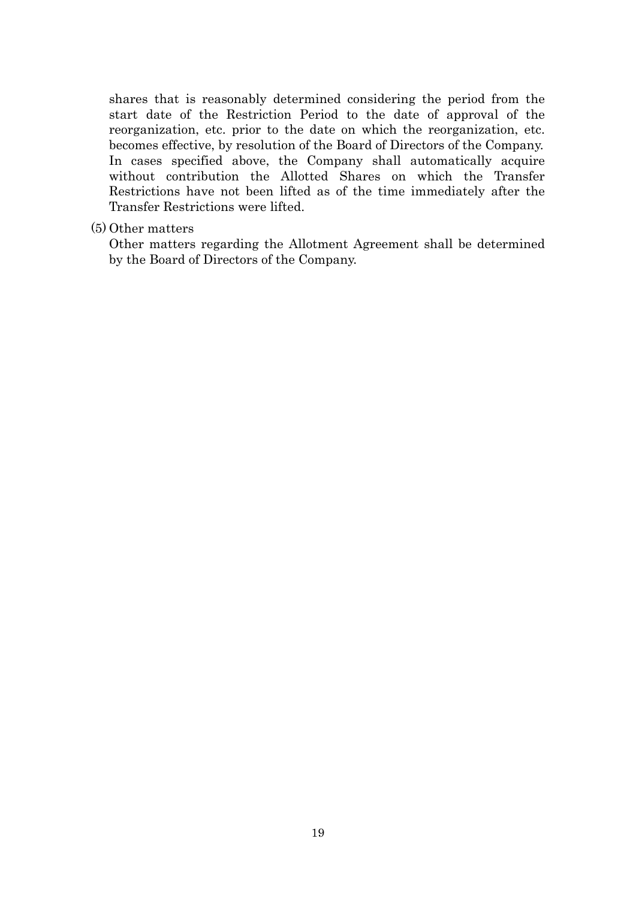shares that is reasonably determined considering the period from the start date of the Restriction Period to the date of approval of the reorganization, etc. prior to the date on which the reorganization, etc. becomes effective, by resolution of the Board of Directors of the Company. In cases specified above, the Company shall automatically acquire without contribution the Allotted Shares on which the Transfer Restrictions have not been lifted as of the time immediately after the Transfer Restrictions were lifted.

(5) Other matters

Other matters regarding the Allotment Agreement shall be determined by the Board of Directors of the Company.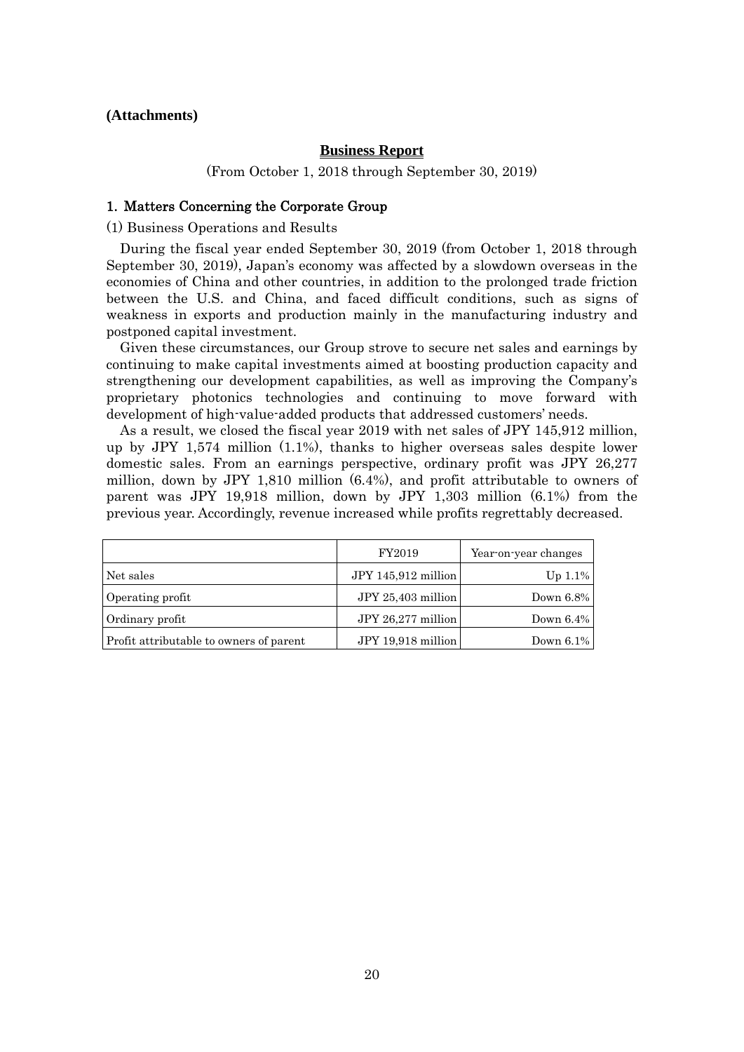**(Attachments)**

## Business Report

(From October 1, 2018 through September 30, 2019)

### 1. Matters Concerning the Corporate Group

(1) Business Operations and Results

During the fiscal year ended September 30, 2019 (from October 1, 2018 through September 30, 2019), Japan's economy was affected by a slowdown overseas in the economies of China and other countries, in addition to the prolonged trade friction between the U.S. and China, and faced difficult conditions, such as signs of weakness in exports and production mainly in the manufacturing industry and postponed capital investment.

Given these circumstances, our Group strove to secure net sales and earnings by continuing to make capital investments aimed at boosting production capacity and strengthening our development capabilities, as well as improving the Company's proprietary photonics technologies and continuing to move forward with development of high-value-added products that addressed customers' needs.

As a result, we closed the fiscal year 2019 with net sales of JPY 145,912 million, up by JPY 1,574 million (1.1%), thanks to higher overseas sales despite lower domestic sales. From an earnings perspective, ordinary profit was JPY 26,277 million, down by JPY 1,810 million (6.4%), and profit attributable to owners of parent was JPY 19,918 million, down by JPY 1,303 million (6.1%) from the previous year. Accordingly, revenue increased while profits regrettably decreased.

| | FY2019 | Year-on-year changes |
|---|---|---|
| Net sales | JPY 145,912 million | Up 1.1% |
| Operating profit | JPY 25,403 million | Down 6.8% |
| Ordinary profit | JPY 26,277 million | Down 6.4% |
| Profit attributable to owners of parent | JPY 19,918 million | Down 6.1% |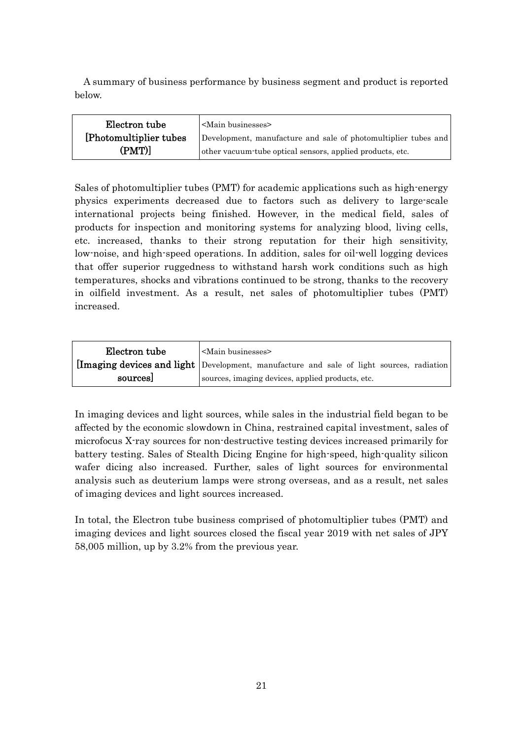A summary of business performance by business segment and product is reported below.

| Electron tube [Photomultiplier tubes (PMT)] | <Main businesses> Development, manufacture and sale of photomultiplier tubes and other vacuum-tube optical sensors, applied products, etc. |
|---|---|

Sales of photomultiplier tubes (PMT) for academic applications such as high-energy physics experiments decreased due to factors such as delivery to large-scale international projects being finished. However, in the medical field, sales of products for inspection and monitoring systems for analyzing blood, living cells, etc. increased, thanks to their strong reputation for their high sensitivity, low-noise, and high-speed operations. In addition, sales for oil-well logging devices that offer superior ruggedness to withstand harsh work conditions such as high temperatures, shocks and vibrations continued to be strong, thanks to the recovery in oilfield investment. As a result, net sales of photomultiplier tubes (PMT) increased.

| Electron tube [Imaging devices and light sources] | <Main businesses> Development, manufacture and sale of light sources, radiation sources, imaging devices, applied products, etc. |
|---|---|

In imaging devices and light sources, while sales in the industrial field began to be affected by the economic slowdown in China, restrained capital investment, sales of microfocus X-ray sources for non-destructive testing devices increased primarily for battery testing. Sales of Stealth Dicing Engine for high-speed, high-quality silicon wafer dicing also increased. Further, sales of light sources for environmental analysis such as deuterium lamps were strong overseas, and as a result, net sales of imaging devices and light sources increased.

In total, the Electron tube business comprised of photomultiplier tubes (PMT) and imaging devices and light sources closed the fiscal year 2019 with net sales of JPY 58,005 million, up by 3.2% from the previous year.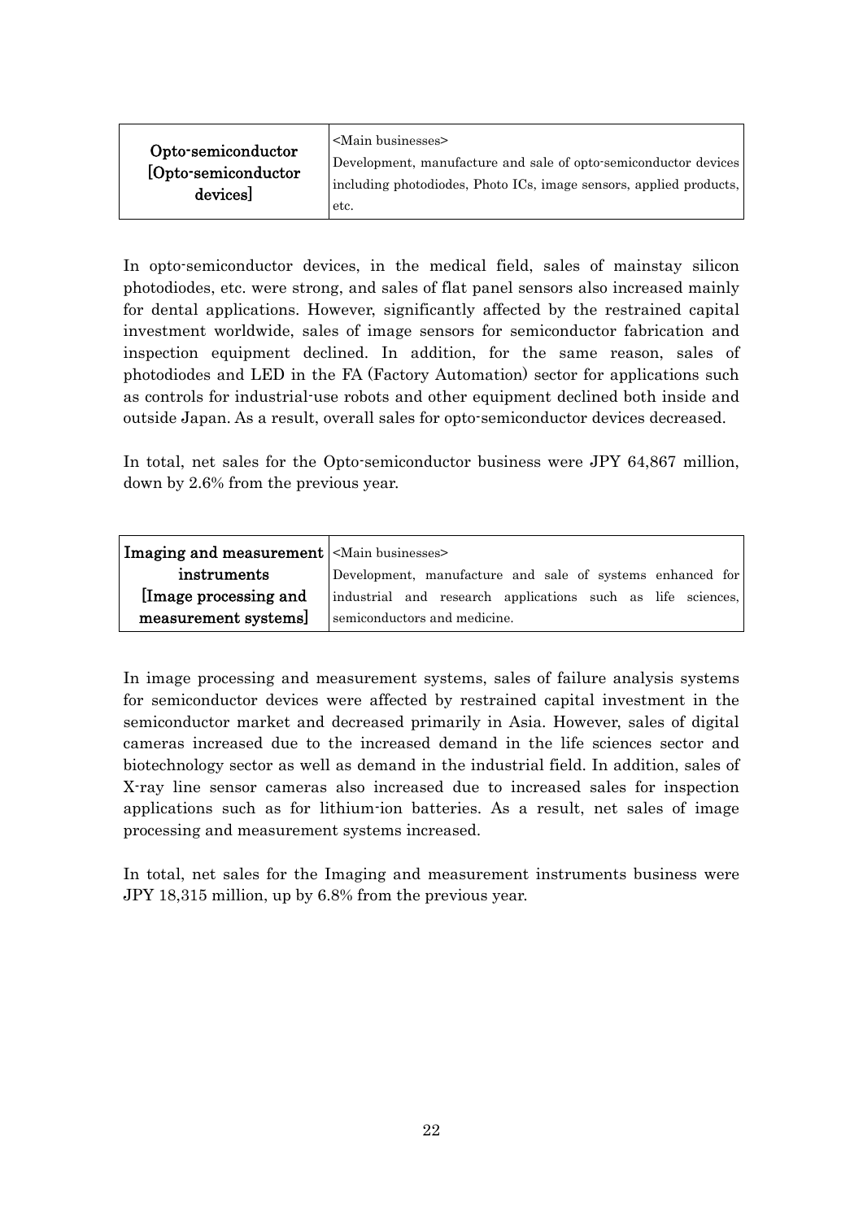| Opto-semiconductor [Opto-semiconductor devices] | <Main businesses> Development, manufacture and sale of opto-semiconductor devices including photodiodes, Photo ICs, image sensors, applied products, etc. |
|---|---|

In opto-semiconductor devices, in the medical field, sales of mainstay silicon photodiodes, etc. were strong, and sales of flat panel sensors also increased mainly for dental applications. However, significantly affected by the restrained capital investment worldwide, sales of image sensors for semiconductor fabrication and inspection equipment declined. In addition, for the same reason, sales of photodiodes and LED in the FA (Factory Automation) sector for applications such as controls for industrial-use robots and other equipment declined both inside and outside Japan. As a result, overall sales for opto-semiconductor devices decreased.

In total, net sales for the Opto-semiconductor business were JPY 64,867 million, down by 2.6% from the previous year.

| Imaging and measurement instruments [Image processing and measurement systems] | <Main businesses> Development, manufacture and sale of systems enhanced for industrial and research applications such as life sciences, semiconductors and medicine. |
|---|---|

In image processing and measurement systems, sales of failure analysis systems for semiconductor devices were affected by restrained capital investment in the semiconductor market and decreased primarily in Asia. However, sales of digital cameras increased due to the increased demand in the life sciences sector and biotechnology sector as well as demand in the industrial field. In addition, sales of X-ray line sensor cameras also increased due to increased sales for inspection applications such as for lithium-ion batteries. As a result, net sales of image processing and measurement systems increased.

In total, net sales for the Imaging and measurement instruments business were JPY 18,315 million, up by 6.8% from the previous year.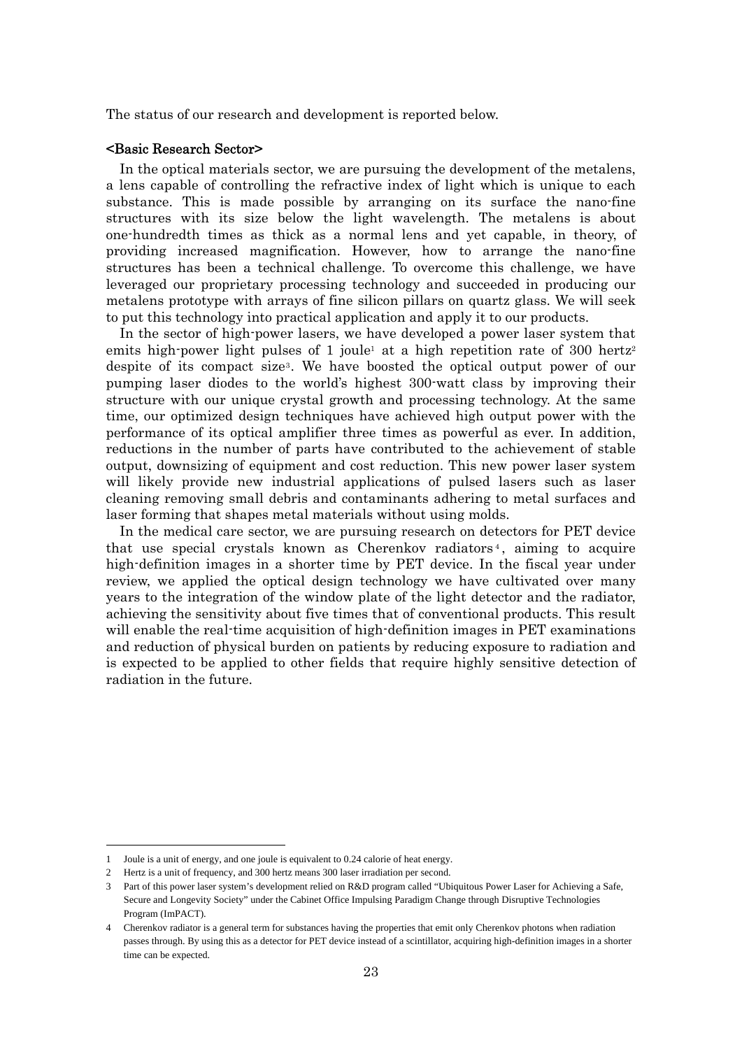The status of our research and development is reported below.

**<Basic Research Sector>**

In the optical materials sector, we are pursuing the development of the metalens, a lens capable of controlling the refractive index of light which is unique to each substance. This is made possible by arranging on its surface the nano-fine structures with its size below the light wavelength. The metalens is about one-hundredth times as thick as a normal lens and yet capable, in theory, of providing increased magnification. However, how to arrange the nano-fine structures has been a technical challenge. To overcome this challenge, we have leveraged our proprietary processing technology and succeeded in producing our metalens prototype with arrays of fine silicon pillars on quartz glass. We will seek to put this technology into practical application and apply it to our products.

In the sector of high-power lasers, we have developed a power laser system that emits high-power light pulses of 1 joule[1] at a high repetition rate of 300 hertz[2] despite of its compact size[3]. We have boosted the optical output power of our pumping laser diodes to the world's highest 300-watt class by improving their structure with our unique crystal growth and processing technology. At the same time, our optimized design techniques have achieved high output power with the performance of its optical amplifier three times as powerful as ever. In addition, reductions in the number of parts have contributed to the achievement of stable output, downsizing of equipment and cost reduction. This new power laser system will likely provide new industrial applications of pulsed lasers such as laser cleaning removing small debris and contaminants adhering to metal surfaces and laser forming that shapes metal materials without using molds.

In the medical care sector, we are pursuing research on detectors for PET device that use special crystals known as Cherenkov radiators[4], aiming to acquire high-definition images in a shorter time by PET device. In the fiscal year under review, we applied the optical design technology we have cultivated over many years to the integration of the window plate of the light detector and the radiator, achieving the sensitivity about five times that of conventional products. This result will enable the real-time acquisition of high-definition images in PET examinations and reduction of physical burden on patients by reducing exposure to radiation and is expected to be applied to other fields that require highly sensitive detection of radiation in the future.

---

1 Joule is a unit of energy, and one joule is equivalent to 0.24 calorie of heat energy.

2 Hertz is a unit of frequency, and 300 hertz means 300 laser irradiation per second.

3 Part of this power laser system's development relied on R&D program called "Ubiquitous Power Laser for Achieving a Safe, Secure and Longevity Society" under the Cabinet Office Impulsing Paradigm Change through Disruptive Technologies Program (ImPACT).

4 Cherenkov radiator is a general term for substances having the properties that emit only Cherenkov photons when radiation passes through. By using this as a detector for PET device instead of a scintillator, acquiring high-definition images in a shorter time can be expected.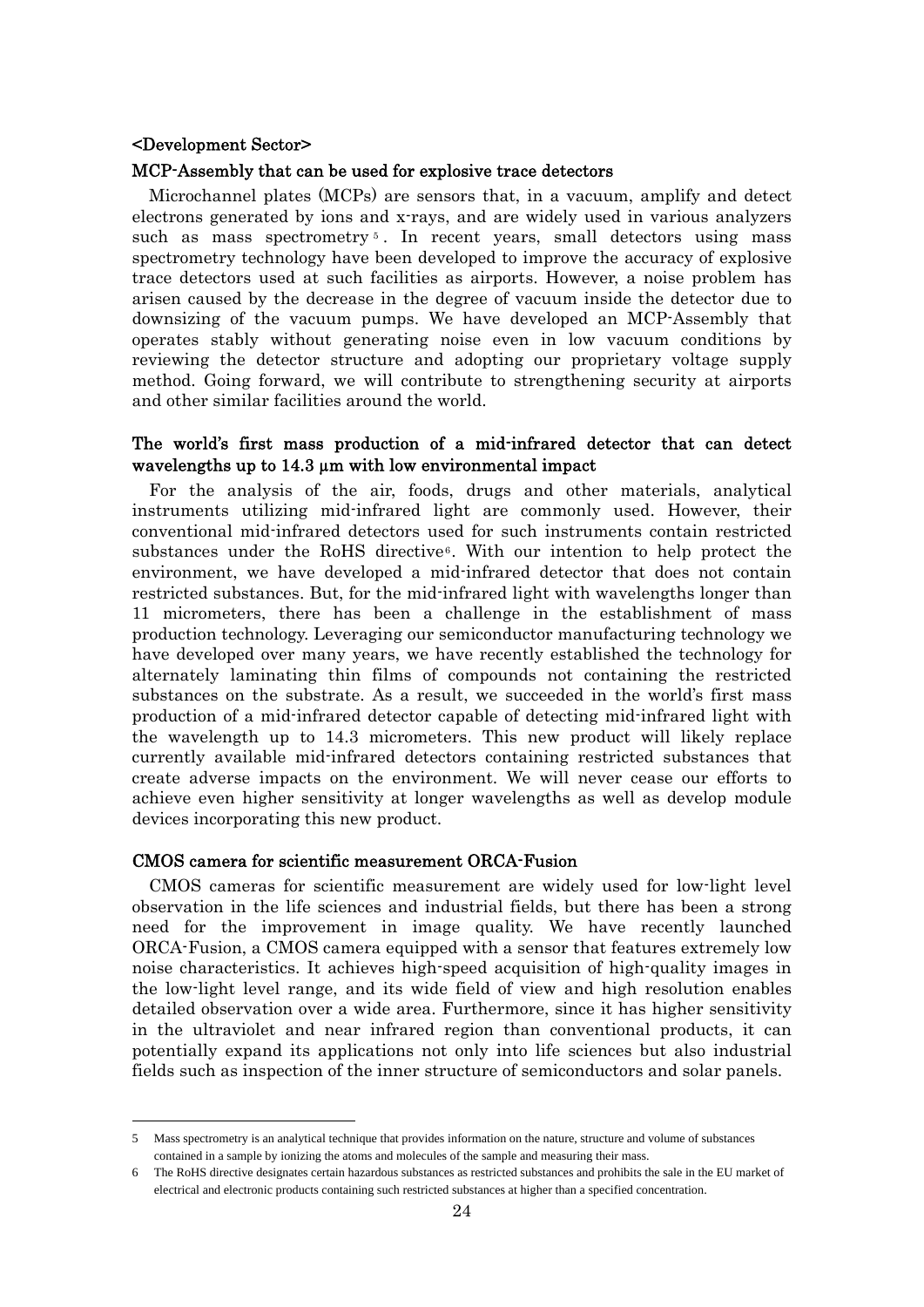**<Development Sector>**

**MCP-Assembly that can be used for explosive trace detectors**

Microchannel plates (MCPs) are sensors that, in a vacuum, amplify and detect electrons generated by ions and x-rays, and are widely used in various analyzers such as mass spectrometry[5]. In recent years, small detectors using mass spectrometry technology have been developed to improve the accuracy of explosive trace detectors used at such facilities as airports. However, a noise problem has arisen caused by the decrease in the degree of vacuum inside the detector due to downsizing of the vacuum pumps. We have developed an MCP-Assembly that operates stably without generating noise even in low vacuum conditions by reviewing the detector structure and adopting our proprietary voltage supply method. Going forward, we will contribute to strengthening security at airports and other similar facilities around the world.

**The world's first mass production of a mid-infrared detector that can detect wavelengths up to 14.3 μm with low environmental impact**

For the analysis of the air, foods, drugs and other materials, analytical instruments utilizing mid-infrared light are commonly used. However, their conventional mid-infrared detectors used for such instruments contain restricted substances under the RoHS directive[6]. With our intention to help protect the environment, we have developed a mid-infrared detector that does not contain restricted substances. But, for the mid-infrared light with wavelengths longer than 11 micrometers, there has been a challenge in the establishment of mass production technology. Leveraging our semiconductor manufacturing technology we have developed over many years, we have recently established the technology for alternately laminating thin films of compounds not containing the restricted substances on the substrate. As a result, we succeeded in the world's first mass production of a mid-infrared detector capable of detecting mid-infrared light with the wavelength up to 14.3 micrometers. This new product will likely replace currently available mid-infrared detectors containing restricted substances that create adverse impacts on the environment. We will never cease our efforts to achieve even higher sensitivity at longer wavelengths as well as develop module devices incorporating this new product.

**CMOS camera for scientific measurement ORCA-Fusion**

CMOS cameras for scientific measurement are widely used for low-light level observation in the life sciences and industrial fields, but there has been a strong need for the improvement in image quality. We have recently launched ORCA-Fusion, a CMOS camera equipped with a sensor that features extremely low noise characteristics. It achieves high-speed acquisition of high-quality images in the low-light level range, and its wide field of view and high resolution enables detailed observation over a wide area. Furthermore, since it has higher sensitivity in the ultraviolet and near infrared region than conventional products, it can potentially expand its applications not only into life sciences but also industrial fields such as inspection of the inner structure of semiconductors and solar panels.

---

5 Mass spectrometry is an analytical technique that provides information on the nature, structure and volume of substances contained in a sample by ionizing the atoms and molecules of the sample and measuring their mass.

6 The RoHS directive designates certain hazardous substances as restricted substances and prohibits the sale in the EU market of electrical and electronic products containing such restricted substances at higher than a specified concentration.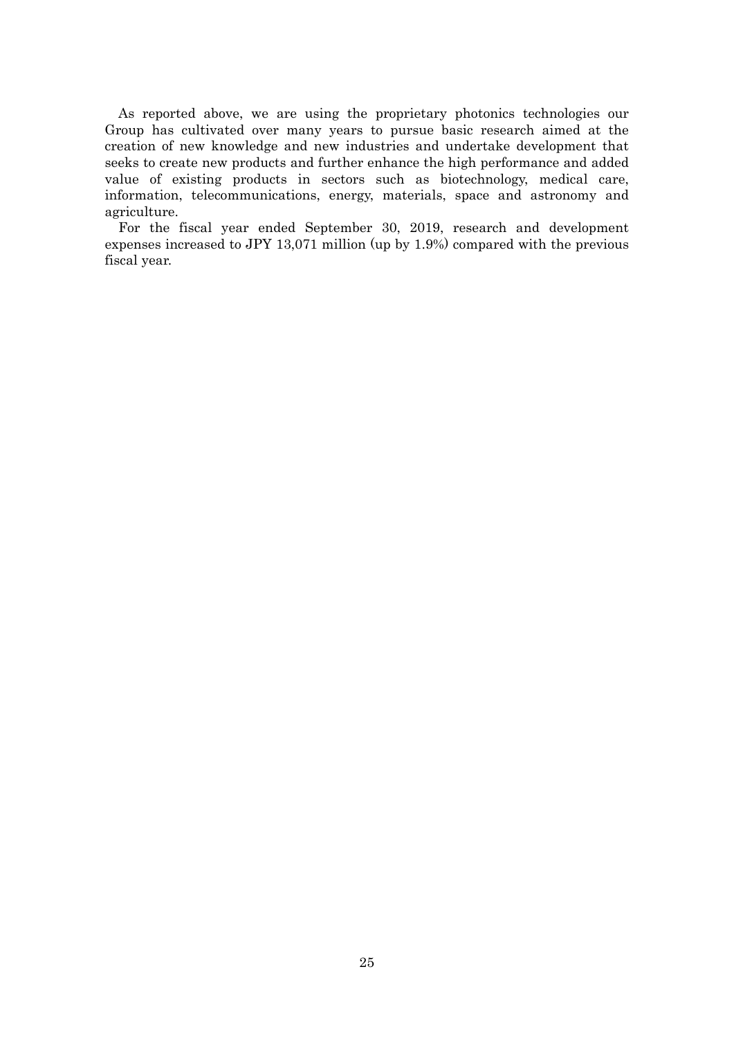As reported above, we are using the proprietary photonics technologies our Group has cultivated over many years to pursue basic research aimed at the creation of new knowledge and new industries and undertake development that seeks to create new products and further enhance the high performance and added value of existing products in sectors such as biotechnology, medical care, information, telecommunications, energy, materials, space and astronomy and agriculture.

For the fiscal year ended September 30, 2019, research and development expenses increased to JPY 13,071 million (up by 1.9%) compared with the previous fiscal year.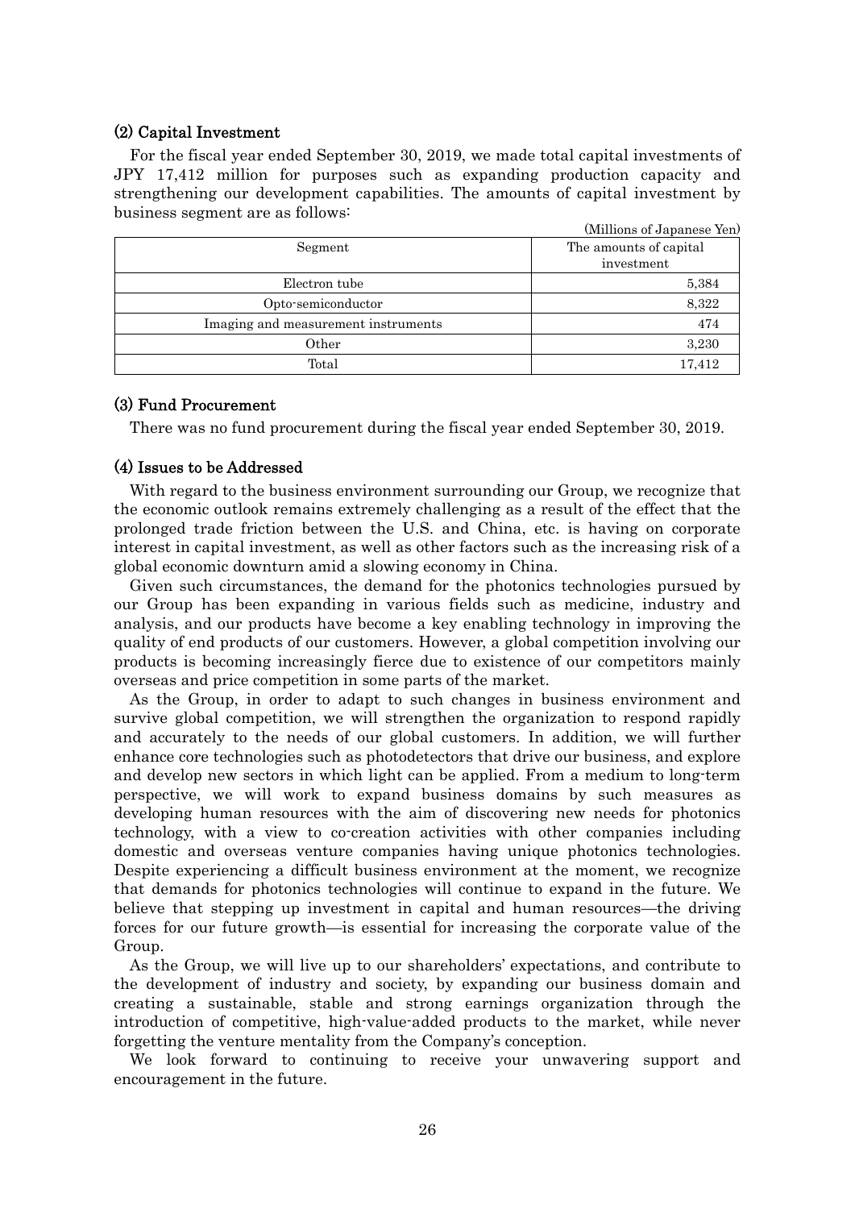### (2) Capital Investment

For the fiscal year ended September 30, 2019, we made total capital investments of JPY 17,412 million for purposes such as expanding production capacity and strengthening our development capabilities. The amounts of capital investment by business segment are as follows:

(Millions of Japanese Yen)

| Segment | The amounts of capital investment |
|---|---|
| Electron tube | 5,384 |
| Opto-semiconductor | 8,322 |
| Imaging and measurement instruments | 474 |
| Other | 3,230 |
| Total | 17,412 |

### (3) Fund Procurement

There was no fund procurement during the fiscal year ended September 30, 2019.

### (4) Issues to be Addressed

With regard to the business environment surrounding our Group, we recognize that the economic outlook remains extremely challenging as a result of the effect that the prolonged trade friction between the U.S. and China, etc. is having on corporate interest in capital investment, as well as other factors such as the increasing risk of a global economic downturn amid a slowing economy in China.

Given such circumstances, the demand for the photonics technologies pursued by our Group has been expanding in various fields such as medicine, industry and analysis, and our products have become a key enabling technology in improving the quality of end products of our customers. However, a global competition involving our products is becoming increasingly fierce due to existence of our competitors mainly overseas and price competition in some parts of the market.

As the Group, in order to adapt to such changes in business environment and survive global competition, we will strengthen the organization to respond rapidly and accurately to the needs of our global customers. In addition, we will further enhance core technologies such as photodetectors that drive our business, and explore and develop new sectors in which light can be applied. From a medium to long-term perspective, we will work to expand business domains by such measures as developing human resources with the aim of discovering new needs for photonics technology, with a view to co-creation activities with other companies including domestic and overseas venture companies having unique photonics technologies. Despite experiencing a difficult business environment at the moment, we recognize that demands for photonics technologies will continue to expand in the future. We believe that stepping up investment in capital and human resources—the driving forces for our future growth—is essential for increasing the corporate value of the Group.

As the Group, we will live up to our shareholders' expectations, and contribute to the development of industry and society, by expanding our business domain and creating a sustainable, stable and strong earnings organization through the introduction of competitive, high-value-added products to the market, while never forgetting the venture mentality from the Company's conception.

We look forward to continuing to receive your unwavering support and encouragement in the future.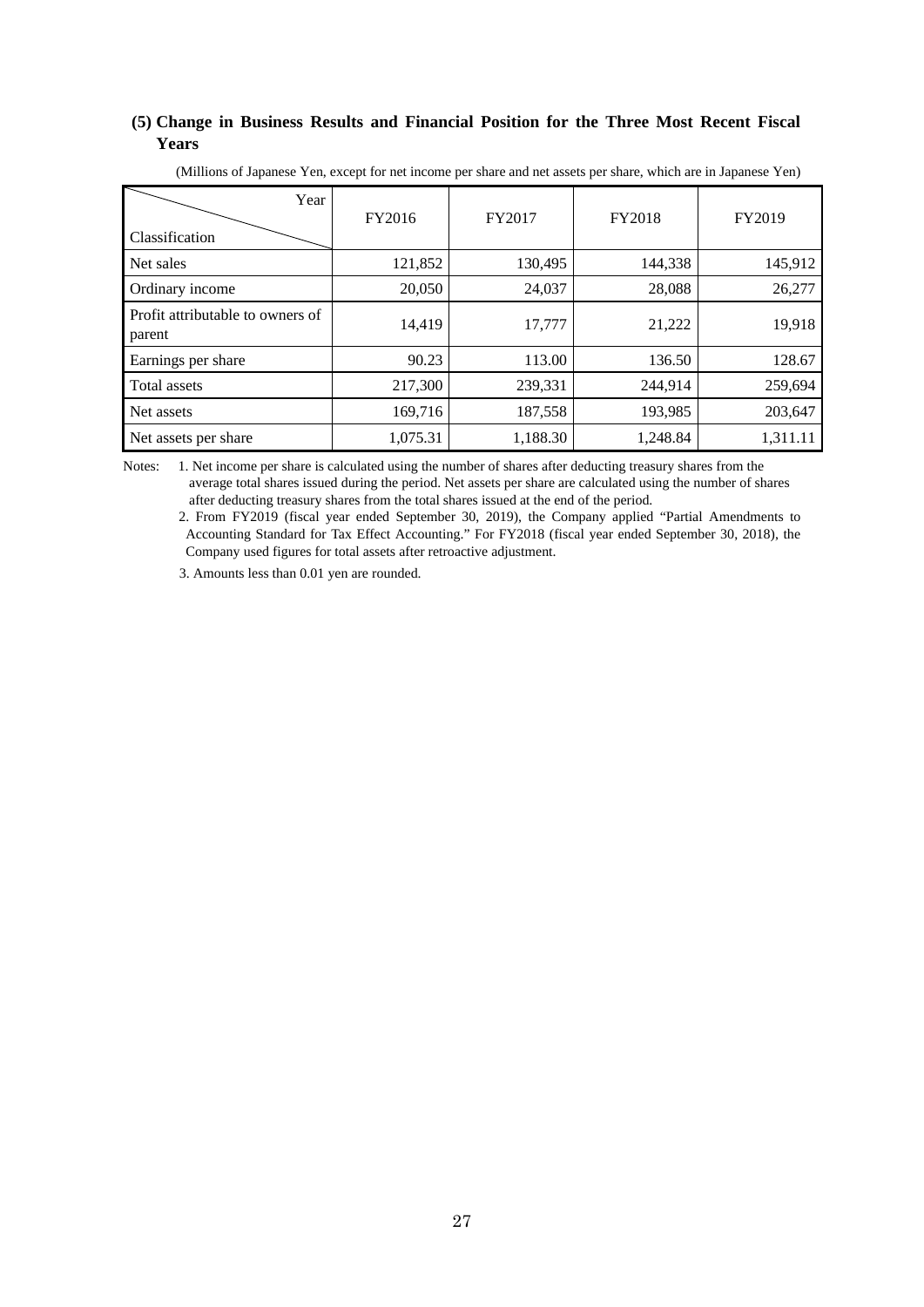### (5) Change in Business Results and Financial Position for the Three Most Recent Fiscal Years

(Millions of Japanese Yen, except for net income per share and net assets per share, which are in Japanese Yen)

| Classification \ Year | FY2016 | FY2017 | FY2018 | FY2019 |
|---|---|---|---|---|
| Net sales | 121,852 | 130,495 | 144,338 | 145,912 |
| Ordinary income | 20,050 | 24,037 | 28,088 | 26,277 |
| Profit attributable to owners of parent | 14,419 | 17,777 | 21,222 | 19,918 |
| Earnings per share | 90.23 | 113.00 | 136.50 | 128.67 |
| Total assets | 217,300 | 239,331 | 244,914 | 259,694 |
| Net assets | 169,716 | 187,558 | 193,985 | 203,647 |
| Net assets per share | 1,075.31 | 1,188.30 | 1,248.84 | 1,311.11 |

Notes:
1. Net income per share is calculated using the number of shares after deducting treasury shares from the average total shares issued during the period. Net assets per share are calculated using the number of shares after deducting treasury shares from the total shares issued at the end of the period.
2. From FY2019 (fiscal year ended September 30, 2019), the Company applied "Partial Amendments to Accounting Standard for Tax Effect Accounting." For FY2018 (fiscal year ended September 30, 2018), the Company used figures for total assets after retroactive adjustment.
3. Amounts less than 0.01 yen are rounded.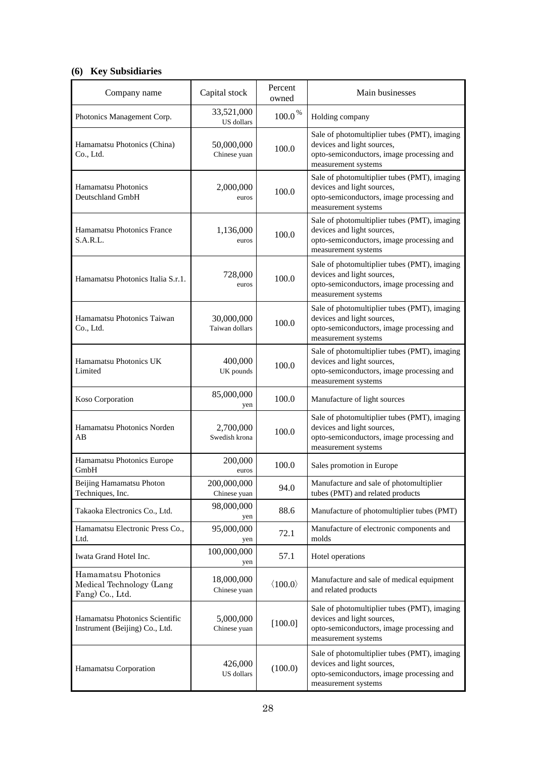### (6) Key Subsidiaries

| Company name | Capital stock | Percent owned | Main businesses |
|---|---|---|---|
| Photonics Management Corp. | 33,521,000 US dollars | 100.0 % | Holding company |
| Hamamatsu Photonics (China) Co., Ltd. | 50,000,000 Chinese yuan | 100.0 | Sale of photomultiplier tubes (PMT), imaging devices and light sources, opto-semiconductors, image processing and measurement systems |
| Hamamatsu Photonics Deutschland GmbH | 2,000,000 euros | 100.0 | Sale of photomultiplier tubes (PMT), imaging devices and light sources, opto-semiconductors, image processing and measurement systems |
| Hamamatsu Photonics France S.A.R.L. | 1,136,000 euros | 100.0 | Sale of photomultiplier tubes (PMT), imaging devices and light sources, opto-semiconductors, image processing and measurement systems |
| Hamamatsu Photonics Italia S.r.1. | 728,000 euros | 100.0 | Sale of photomultiplier tubes (PMT), imaging devices and light sources, opto-semiconductors, image processing and measurement systems |
| Hamamatsu Photonics Taiwan Co., Ltd. | 30,000,000 Taiwan dollars | 100.0 | Sale of photomultiplier tubes (PMT), imaging devices and light sources, opto-semiconductors, image processing and measurement systems |
| Hamamatsu Photonics UK Limited | 400,000 UK pounds | 100.0 | Sale of photomultiplier tubes (PMT), imaging devices and light sources, opto-semiconductors, image processing and measurement systems |
| Koso Corporation | 85,000,000 yen | 100.0 | Manufacture of light sources |
| Hamamatsu Photonics Norden AB | 2,700,000 Swedish krona | 100.0 | Sale of photomultiplier tubes (PMT), imaging devices and light sources, opto-semiconductors, image processing and measurement systems |
| Hamamatsu Photonics Europe GmbH | 200,000 euros | 100.0 | Sales promotion in Europe |
| Beijing Hamamatsu Photon Techniques, Inc. | 200,000,000 Chinese yuan | 94.0 | Manufacture and sale of photomultiplier tubes (PMT) and related products |
| Takaoka Electronics Co., Ltd. | 98,000,000 yen | 88.6 | Manufacture of photomultiplier tubes (PMT) |
| Hamamatsu Electronic Press Co., Ltd. | 95,000,000 yen | 72.1 | Manufacture of electronic components and molds |
| Iwata Grand Hotel Inc. | 100,000,000 yen | 57.1 | Hotel operations |
| Hamamatsu Photonics Medical Technology (Lang Fang) Co., Ltd. | 18,000,000 Chinese yuan | 〈100.0〉 | Manufacture and sale of medical equipment and related products |
| Hamamatsu Photonics Scientific Instrument (Beijing) Co., Ltd. | 5,000,000 Chinese yuan | [100.0] | Sale of photomultiplier tubes (PMT), imaging devices and light sources, opto-semiconductors, image processing and measurement systems |
| Hamamatsu Corporation | 426,000 US dollars | (100.0) | Sale of photomultiplier tubes (PMT), imaging devices and light sources, opto-semiconductors, image processing and measurement systems |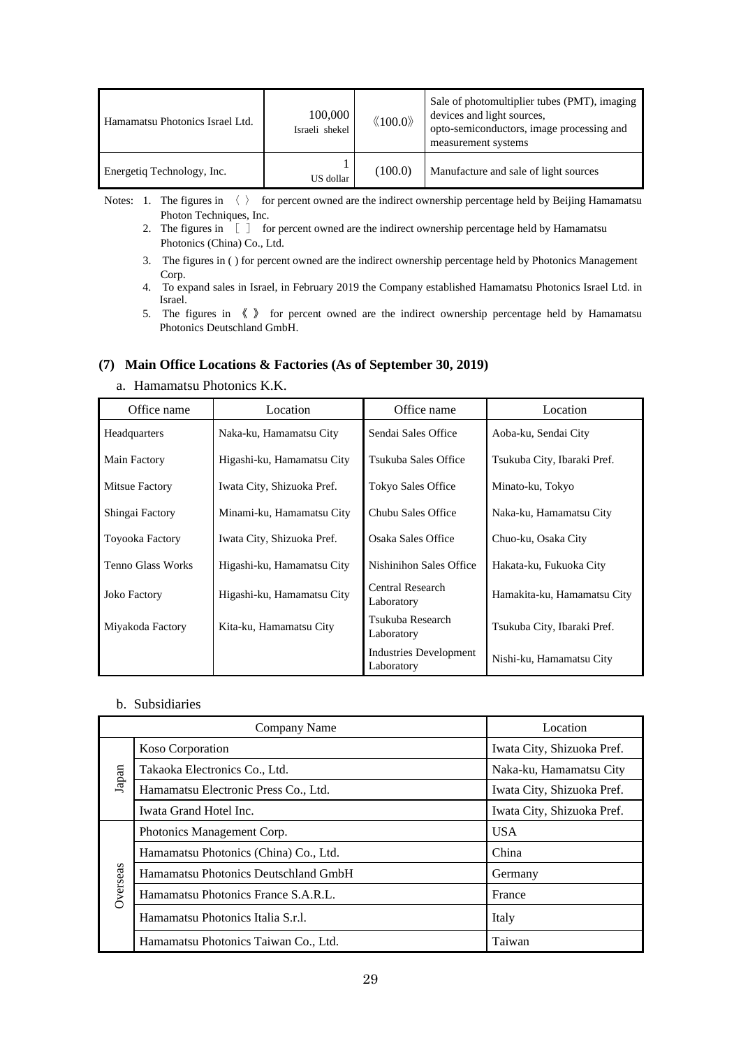| Hamamatsu Photonics Israel Ltd. | 100,000 Israeli shekel | 《100.0》 | Sale of photomultiplier tubes (PMT), imaging devices and light sources, opto-semiconductors, image processing and measurement systems |
|---|---|---|---|
| Energetiq Technology, Inc. | 1 US dollar | (100.0) | Manufacture and sale of light sources |

Notes: 1. The figures in 〈 〉 for percent owned are the indirect ownership percentage held by Beijing Hamamatsu Photon Techniques, Inc.

2. The figures in ［ ］ for percent owned are the indirect ownership percentage held by Hamamatsu Photonics (China) Co., Ltd.

3. The figures in ( ) for percent owned are the indirect ownership percentage held by Photonics Management Corp.

4. To expand sales in Israel, in February 2019 the Company established Hamamatsu Photonics Israel Ltd. in Israel.

5. The figures in 《 》 for percent owned are the indirect ownership percentage held by Hamamatsu Photonics Deutschland GmbH.

## (7) Main Office Locations & Factories (As of September 30, 2019)

a. Hamamatsu Photonics K.K.

| Office name | Location | Office name | Location |
|---|---|---|---|
| Headquarters | Naka-ku, Hamamatsu City | Sendai Sales Office | Aoba-ku, Sendai City |
| Main Factory | Higashi-ku, Hamamatsu City | Tsukuba Sales Office | Tsukuba City, Ibaraki Pref. |
| Mitsue Factory | Iwata City, Shizuoka Pref. | Tokyo Sales Office | Minato-ku, Tokyo |
| Shingai Factory | Minami-ku, Hamamatsu City | Chubu Sales Office | Naka-ku, Hamamatsu City |
| Toyooka Factory | Iwata City, Shizuoka Pref. | Osaka Sales Office | Chuo-ku, Osaka City |
| Tenno Glass Works | Higashi-ku, Hamamatsu City | Nishinihon Sales Office | Hakata-ku, Fukuoka City |
| Joko Factory | Higashi-ku, Hamamatsu City | Central Research Laboratory | Hamakita-ku, Hamamatsu City |
| Miyakoda Factory | Kita-ku, Hamamatsu City | Tsukuba Research Laboratory | Tsukuba City, Ibaraki Pref. |
| | | Industries Development Laboratory | Nishi-ku, Hamamatsu City |

b. Subsidiaries

| | Company Name | Location |
|---|---|---|
| Japan | Koso Corporation | Iwata City, Shizuoka Pref. |
| | Takaoka Electronics Co., Ltd. | Naka-ku, Hamamatsu City |
| | Hamamatsu Electronic Press Co., Ltd. | Iwata City, Shizuoka Pref. |
| | Iwata Grand Hotel Inc. | Iwata City, Shizuoka Pref. |
| Overseas | Photonics Management Corp. | USA |
| | Hamamatsu Photonics (China) Co., Ltd. | China |
| | Hamamatsu Photonics Deutschland GmbH | Germany |
| | Hamamatsu Photonics France S.A.R.L. | France |
| | Hamamatsu Photonics Italia S.r.l. | Italy |
| | Hamamatsu Photonics Taiwan Co., Ltd. | Taiwan |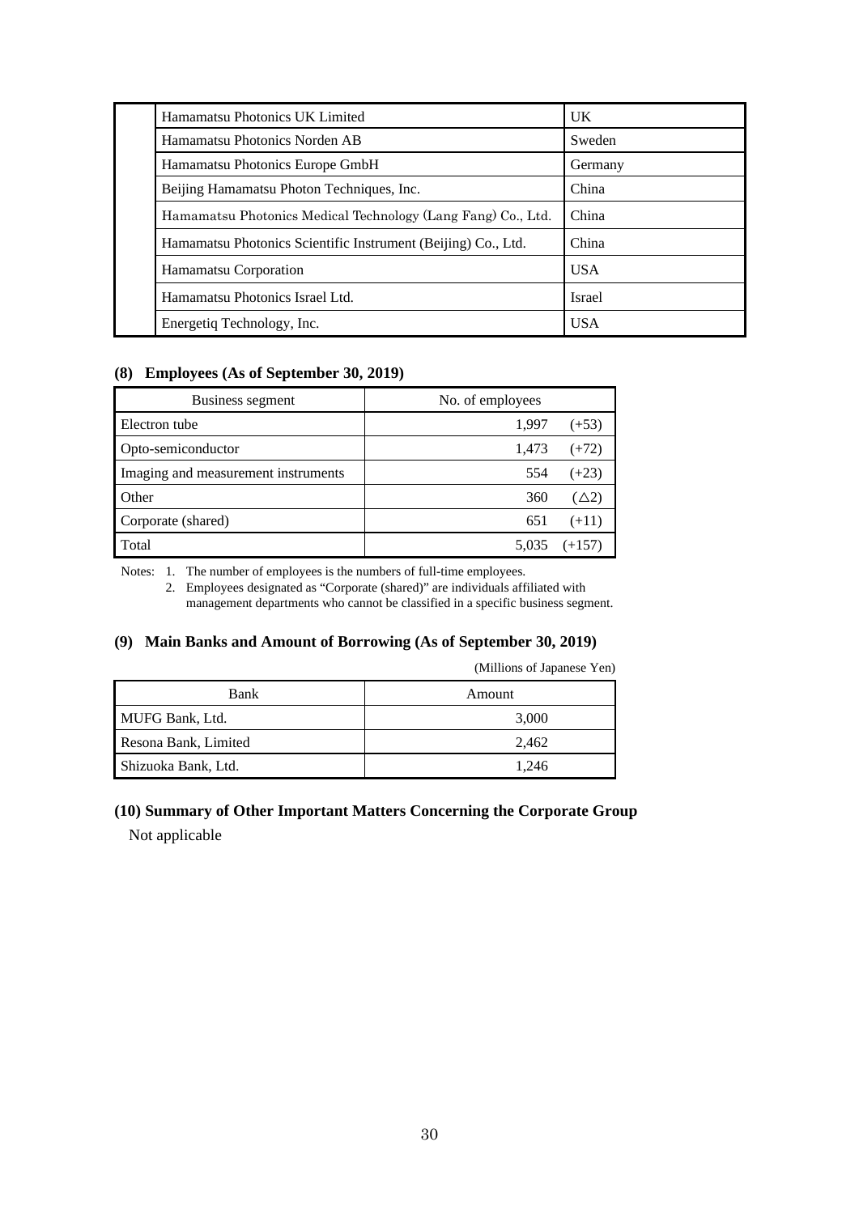| | | |
|---|---|---|
| | Hamamatsu Photonics UK Limited | UK |
| | Hamamatsu Photonics Norden AB | Sweden |
| | Hamamatsu Photonics Europe GmbH | Germany |
| | Beijing Hamamatsu Photon Techniques, Inc. | China |
| | Hamamatsu Photonics Medical Technology (Lang Fang) Co., Ltd. | China |
| | Hamamatsu Photonics Scientific Instrument (Beijing) Co., Ltd. | China |
| | Hamamatsu Corporation | USA |
| | Hamamatsu Photonics Israel Ltd. | Israel |
| | Energetiq Technology, Inc. | USA |

### (8) Employees (As of September 30, 2019)

| Business segment | No. of employees |
|---|---|
| Electron tube | 1,997 (+53) |
| Opto-semiconductor | 1,473 (+72) |
| Imaging and measurement instruments | 554 (+23) |
| Other | 360 (△2) |
| Corporate (shared) | 651 (+11) |
| Total | 5,035 (+157) |

Notes: 1. The number of employees is the numbers of full-time employees.
2. Employees designated as “Corporate (shared)” are individuals affiliated with management departments who cannot be classified in a specific business segment.

### (9) Main Banks and Amount of Borrowing (As of September 30, 2019)

(Millions of Japanese Yen)

| Bank | Amount |
|---|---|
| MUFG Bank, Ltd. | 3,000 |
| Resona Bank, Limited | 2,462 |
| Shizuoka Bank, Ltd. | 1,246 |

### (10) Summary of Other Important Matters Concerning the Corporate Group

Not applicable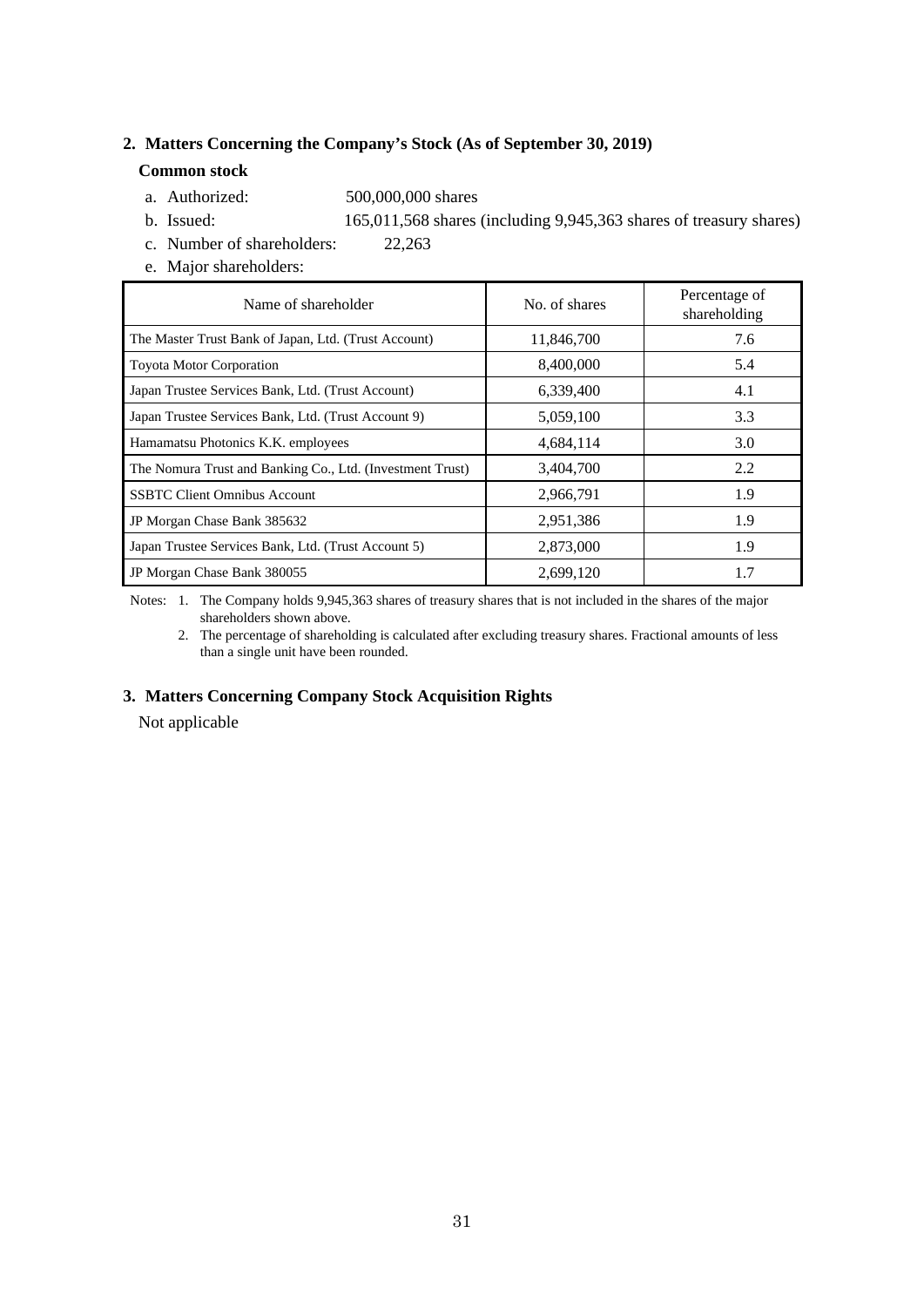## 2. Matters Concerning the Company's Stock (As of September 30, 2019)

### Common stock

a. Authorized: 500,000,000 shares

b. Issued: 165,011,568 shares (including 9,945,363 shares of treasury shares)

c. Number of shareholders: 22,263

e. Major shareholders:

| Name of shareholder | No. of shares | Percentage of shareholding |
|---|---|---|
| The Master Trust Bank of Japan, Ltd. (Trust Account) | 11,846,700 | 7.6 |
| Toyota Motor Corporation | 8,400,000 | 5.4 |
| Japan Trustee Services Bank, Ltd. (Trust Account) | 6,339,400 | 4.1 |
| Japan Trustee Services Bank, Ltd. (Trust Account 9) | 5,059,100 | 3.3 |
| Hamamatsu Photonics K.K. employees | 4,684,114 | 3.0 |
| The Nomura Trust and Banking Co., Ltd. (Investment Trust) | 3,404,700 | 2.2 |
| SSBTC Client Omnibus Account | 2,966,791 | 1.9 |
| JP Morgan Chase Bank 385632 | 2,951,386 | 1.9 |
| Japan Trustee Services Bank, Ltd. (Trust Account 5) | 2,873,000 | 1.9 |
| JP Morgan Chase Bank 380055 | 2,699,120 | 1.7 |

Notes:
1. The Company holds 9,945,363 shares of treasury shares that is not included in the shares of the major shareholders shown above.
2. The percentage of shareholding is calculated after excluding treasury shares. Fractional amounts of less than a single unit have been rounded.

## 3. Matters Concerning Company Stock Acquisition Rights

Not applicable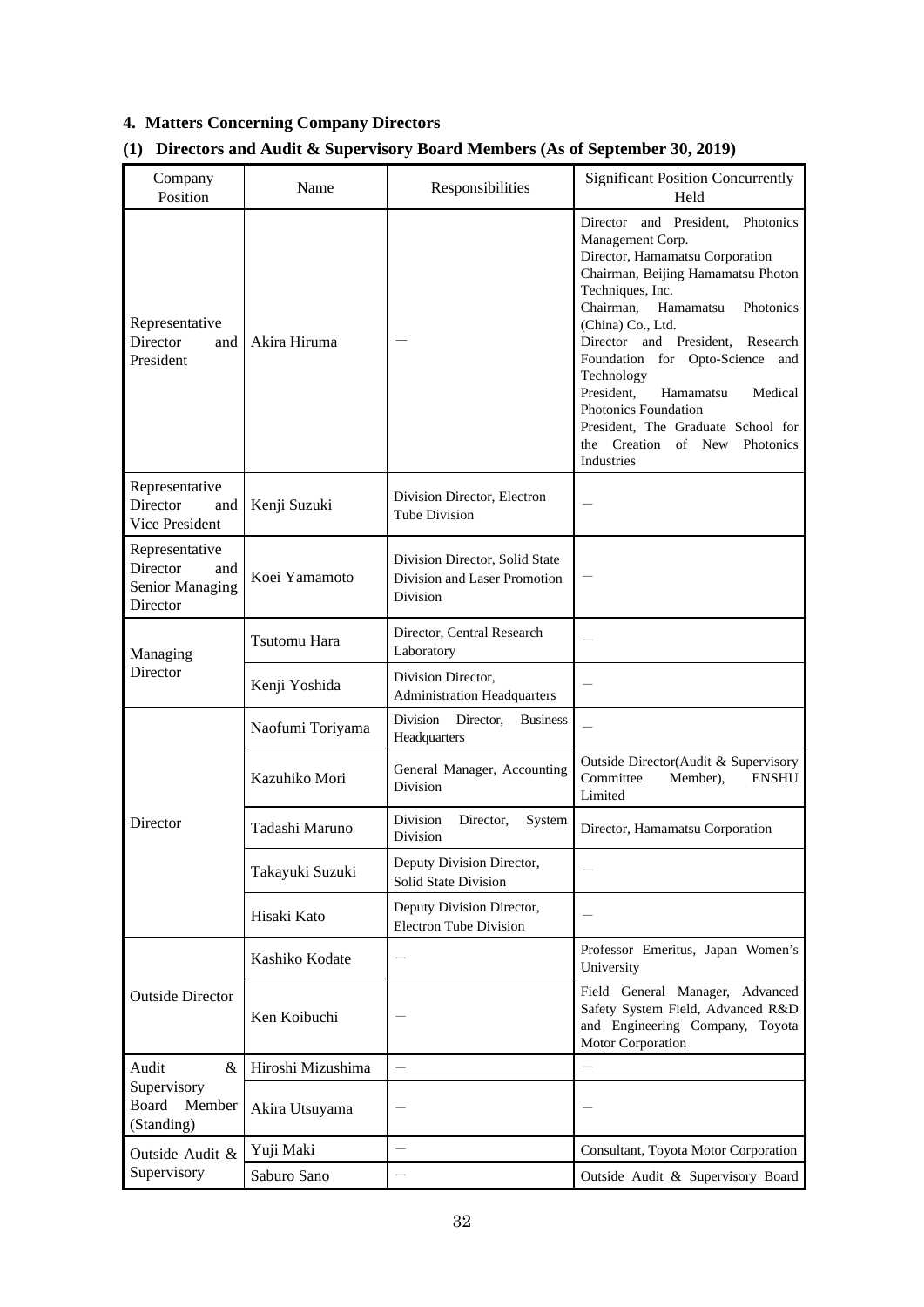## 4. Matters Concerning Company Directors

### (1) Directors and Audit & Supervisory Board Members (As of September 30, 2019)

| Company Position | Name | Responsibilities | Significant Position Concurrently Held |
|---|---|---|---|
| Representative Director and President | Akira Hiruma | — | Director and President, Photonics Management Corp.<br>Director, Hamamatsu Corporation<br>Chairman, Beijing Hamamatsu Photon Techniques, Inc.<br>Chairman, Hamamatsu Photonics (China) Co., Ltd.<br>Director and President, Research Foundation for Opto-Science and Technology<br>President, Hamamatsu Medical Photonics Foundation<br>President, The Graduate School for the Creation of New Photonics Industries |
| Representative Director and Vice President | Kenji Suzuki | Division Director, Electron Tube Division | — |
| Representative Director and Senior Managing Director | Koei Yamamoto | Division Director, Solid State Division and Laser Promotion Division | — |
| Managing Director | Tsutomu Hara | Director, Central Research Laboratory | — |
| | Kenji Yoshida | Division Director, Administration Headquarters | — |
| Director | Naofumi Toriyama | Division Director, Business Headquarters | — |
| | Kazuhiko Mori | General Manager, Accounting Division | Outside Director(Audit & Supervisory Committee Member), ENSHU Limited |
| | Tadashi Maruno | Division Director, System Division | Director, Hamamatsu Corporation |
| | Takayuki Suzuki | Deputy Division Director, Solid State Division | — |
| | Hisaki Kato | Deputy Division Director, Electron Tube Division | — |
| Outside Director | Kashiko Kodate | — | Professor Emeritus, Japan Women's University |
| | Ken Koibuchi | — | Field General Manager, Advanced Safety System Field, Advanced R&D and Engineering Company, Toyota Motor Corporation |
| Audit & Supervisory Board Member (Standing) | Hiroshi Mizushima | — | — |
| | Akira Utsuyama | — | — |
| Outside Audit & Supervisory | Yuji Maki | — | Consultant, Toyota Motor Corporation |
| | Saburo Sano | — | Outside Audit & Supervisory Board |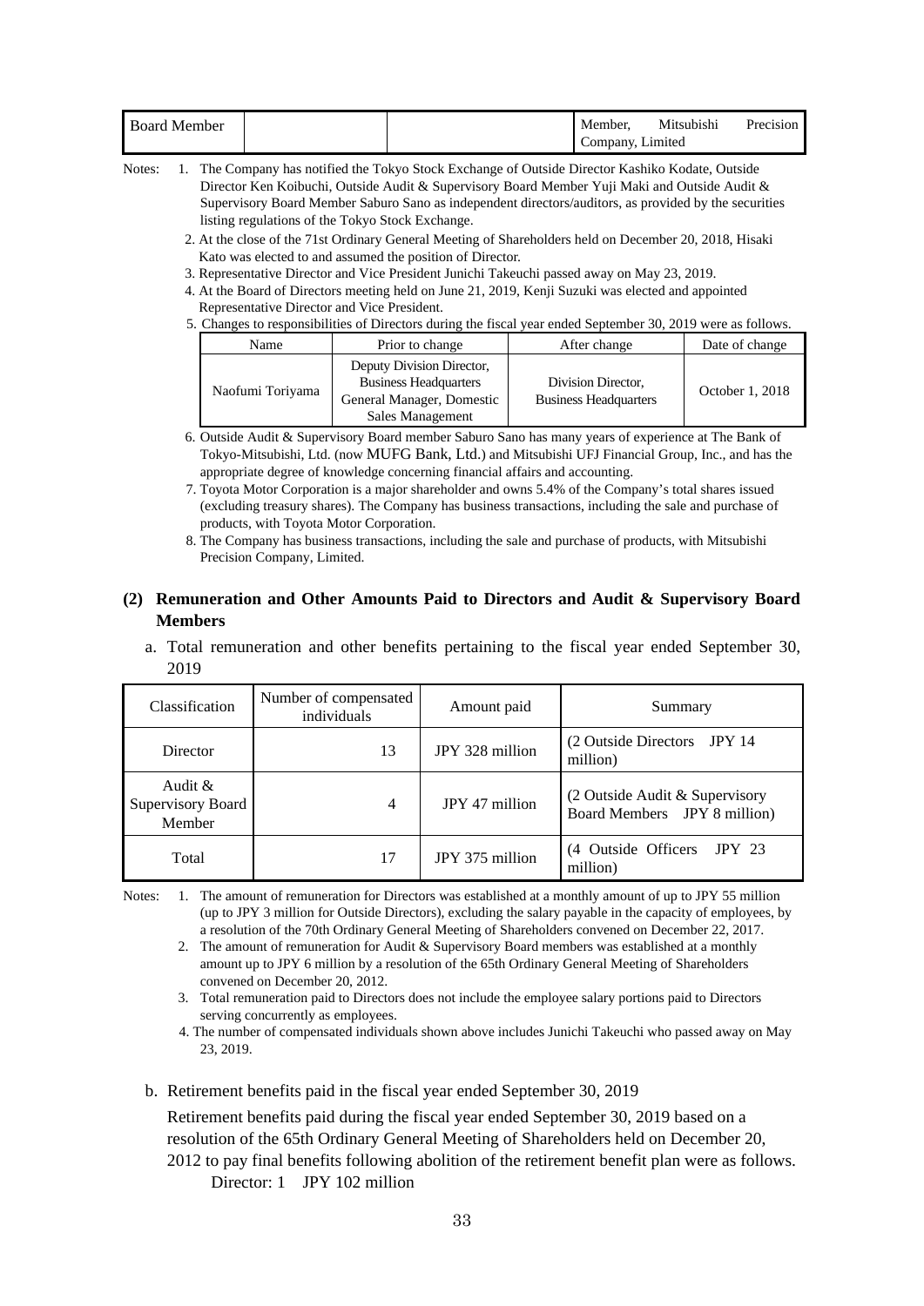| Board Member | | | Member, Mitsubishi Precision Company, Limited |
|---|---|---|---|

Notes: 1. The Company has notified the Tokyo Stock Exchange of Outside Director Kashiko Kodate, Outside Director Ken Koibuchi, Outside Audit & Supervisory Board Member Yuji Maki and Outside Audit & Supervisory Board Member Saburo Sano as independent directors/auditors, as provided by the securities listing regulations of the Tokyo Stock Exchange.

2. At the close of the 71st Ordinary General Meeting of Shareholders held on December 20, 2018, Hisaki Kato was elected to and assumed the position of Director.

3. Representative Director and Vice President Junichi Takeuchi passed away on May 23, 2019.

4. At the Board of Directors meeting held on June 21, 2019, Kenji Suzuki was elected and appointed Representative Director and Vice President.

5. Changes to responsibilities of Directors during the fiscal year ended September 30, 2019 were as follows.

| Name | Prior to change | After change | Date of change |
|---|---|---|---|
| Naofumi Toriyama | Deputy Division Director, Business Headquarters General Manager, Domestic Sales Management | Division Director, Business Headquarters | October 1, 2018 |

6. Outside Audit & Supervisory Board member Saburo Sano has many years of experience at The Bank of Tokyo-Mitsubishi, Ltd. (now MUFG Bank, Ltd.) and Mitsubishi UFJ Financial Group, Inc., and has the appropriate degree of knowledge concerning financial affairs and accounting.

7. Toyota Motor Corporation is a major shareholder and owns 5.4% of the Company's total shares issued (excluding treasury shares). The Company has business transactions, including the sale and purchase of products, with Toyota Motor Corporation.

8. The Company has business transactions, including the sale and purchase of products, with Mitsubishi Precision Company, Limited.

## (2) Remuneration and Other Amounts Paid to Directors and Audit & Supervisory Board Members

a. Total remuneration and other benefits pertaining to the fiscal year ended September 30, 2019

| Classification | Number of compensated individuals | Amount paid | Summary |
|---|---|---|---|
| Director | 13 | JPY 328 million | (2 Outside Directors JPY 14 million) |
| Audit & Supervisory Board Member | 4 | JPY 47 million | (2 Outside Audit & Supervisory Board Members JPY 8 million) |
| Total | 17 | JPY 375 million | (4 Outside Officers JPY 23 million) |

Notes: 1. The amount of remuneration for Directors was established at a monthly amount of up to JPY 55 million (up to JPY 3 million for Outside Directors), excluding the salary payable in the capacity of employees, by a resolution of the 70th Ordinary General Meeting of Shareholders convened on December 22, 2017.

2. The amount of remuneration for Audit & Supervisory Board members was established at a monthly amount up to JPY 6 million by a resolution of the 65th Ordinary General Meeting of Shareholders convened on December 20, 2012.

3. Total remuneration paid to Directors does not include the employee salary portions paid to Directors serving concurrently as employees.

4. The number of compensated individuals shown above includes Junichi Takeuchi who passed away on May 23, 2019.

b. Retirement benefits paid in the fiscal year ended September 30, 2019

Retirement benefits paid during the fiscal year ended September 30, 2019 based on a resolution of the 65th Ordinary General Meeting of Shareholders held on December 20, 2012 to pay final benefits following abolition of the retirement benefit plan were as follows.

Director: 1 JPY 102 million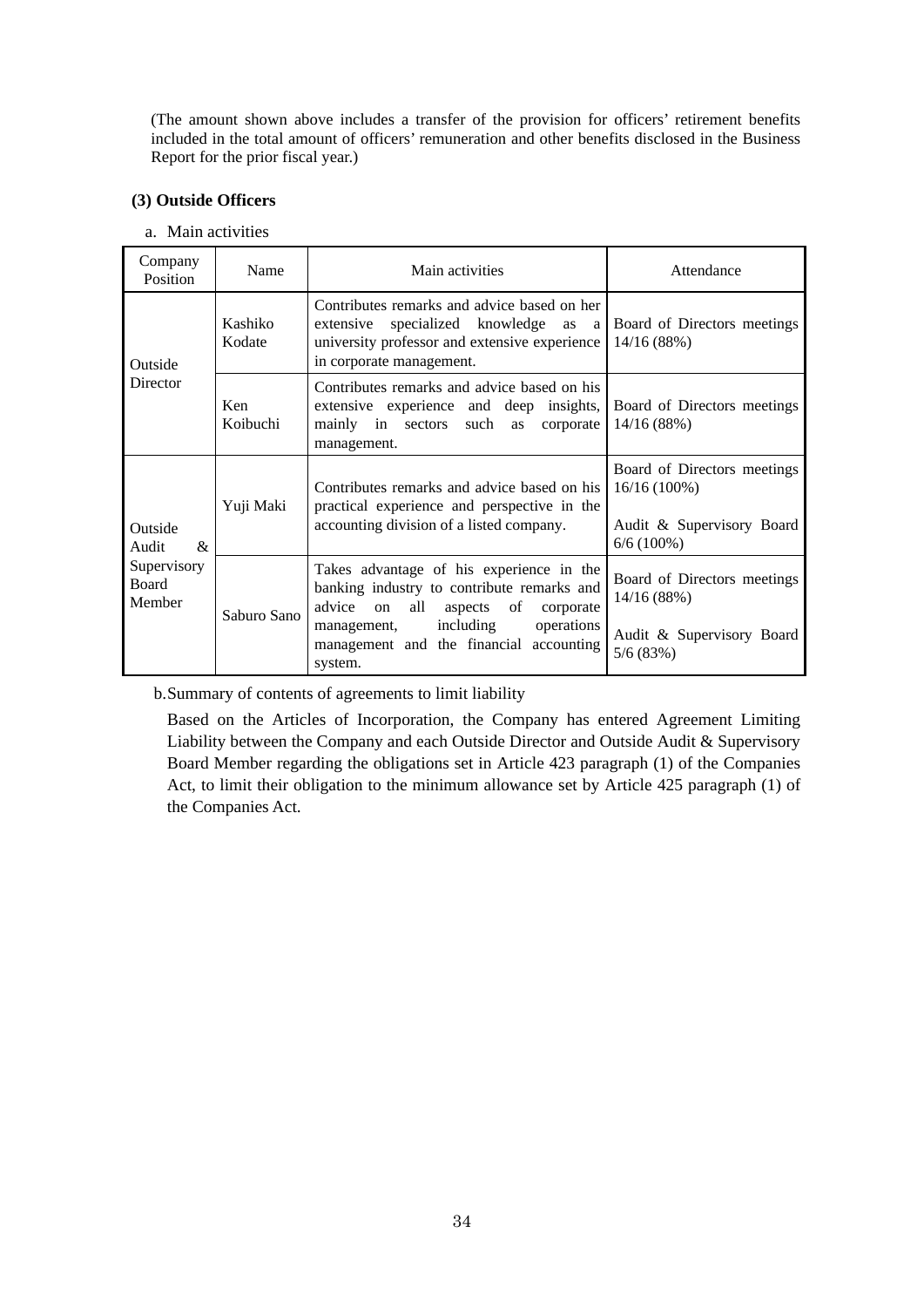(The amount shown above includes a transfer of the provision for officers' retirement benefits included in the total amount of officers' remuneration and other benefits disclosed in the Business Report for the prior fiscal year.)

### (3) Outside Officers

a. Main activities

| Company Position | Name | Main activities | Attendance |
|---|---|---|---|
| Outside Director | Kashiko Kodate | Contributes remarks and advice based on her extensive specialized knowledge as a university professor and extensive experience in corporate management. | Board of Directors meetings 14/16 (88%) |
| | Ken Koibuchi | Contributes remarks and advice based on his extensive experience and deep insights, mainly in sectors such as corporate management. | Board of Directors meetings 14/16 (88%) |
| Outside Audit & Supervisory Board Member | Yuji Maki | Contributes remarks and advice based on his practical experience and perspective in the accounting division of a listed company. | Board of Directors meetings 16/16 (100%)<br><br>Audit & Supervisory Board 6/6 (100%) |
| | Saburo Sano | Takes advantage of his experience in the banking industry to contribute remarks and advice on all aspects of corporate management, including operations management and the financial accounting system. | Board of Directors meetings 14/16 (88%)<br><br>Audit & Supervisory Board 5/6 (83%) |

b. Summary of contents of agreements to limit liability

Based on the Articles of Incorporation, the Company has entered Agreement Limiting Liability between the Company and each Outside Director and Outside Audit & Supervisory Board Member regarding the obligations set in Article 423 paragraph (1) of the Companies Act, to limit their obligation to the minimum allowance set by Article 425 paragraph (1) of the Companies Act.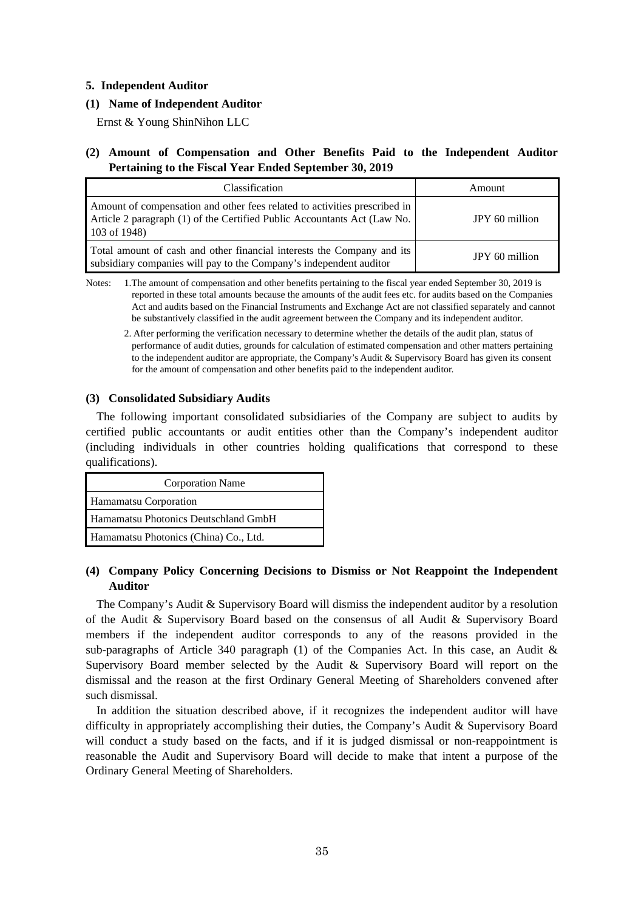### 5. Independent Auditor

#### (1) Name of Independent Auditor

Ernst & Young ShinNihon LLC

#### (2) Amount of Compensation and Other Benefits Paid to the Independent Auditor Pertaining to the Fiscal Year Ended September 30, 2019

| Classification | Amount |
|---|---|
| Amount of compensation and other fees related to activities prescribed in Article 2 paragraph (1) of the Certified Public Accountants Act (Law No. 103 of 1948) | JPY 60 million |
| Total amount of cash and other financial interests the Company and its subsidiary companies will pay to the Company's independent auditor | JPY 60 million |

Notes: 1. The amount of compensation and other benefits pertaining to the fiscal year ended September 30, 2019 is reported in these total amounts because the amounts of the audit fees etc. for audits based on the Companies Act and audits based on the Financial Instruments and Exchange Act are not classified separately and cannot be substantively classified in the audit agreement between the Company and its independent auditor.

2. After performing the verification necessary to determine whether the details of the audit plan, status of performance of audit duties, grounds for calculation of estimated compensation and other matters pertaining to the independent auditor are appropriate, the Company's Audit & Supervisory Board has given its consent for the amount of compensation and other benefits paid to the independent auditor.

#### (3) Consolidated Subsidiary Audits

The following important consolidated subsidiaries of the Company are subject to audits by certified public accountants or audit entities other than the Company's independent auditor (including individuals in other countries holding qualifications that correspond to these qualifications).

| Corporation Name |
|---|
| Hamamatsu Corporation |
| Hamamatsu Photonics Deutschland GmbH |
| Hamamatsu Photonics (China) Co., Ltd. |

#### (4) Company Policy Concerning Decisions to Dismiss or Not Reappoint the Independent Auditor

The Company's Audit & Supervisory Board will dismiss the independent auditor by a resolution of the Audit & Supervisory Board based on the consensus of all Audit & Supervisory Board members if the independent auditor corresponds to any of the reasons provided in the sub-paragraphs of Article 340 paragraph (1) of the Companies Act. In this case, an Audit & Supervisory Board member selected by the Audit & Supervisory Board will report on the dismissal and the reason at the first Ordinary General Meeting of Shareholders convened after such dismissal.

In addition the situation described above, if it recognizes the independent auditor will have difficulty in appropriately accomplishing their duties, the Company's Audit & Supervisory Board will conduct a study based on the facts, and if it is judged dismissal or non-reappointment is reasonable the Audit and Supervisory Board will decide to make that intent a purpose of the Ordinary General Meeting of Shareholders.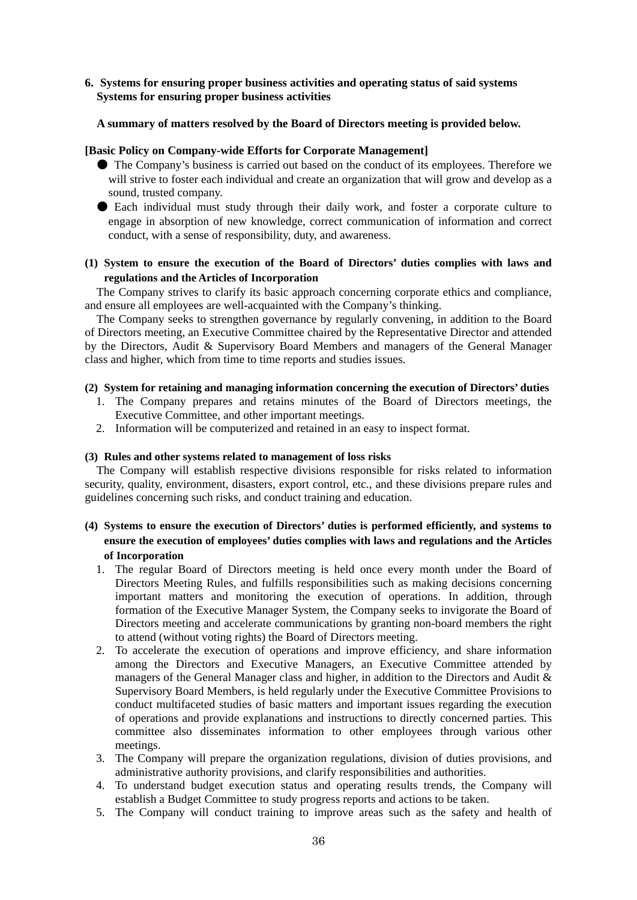**6. Systems for ensuring proper business activities and operating status of said systems**
**Systems for ensuring proper business activities**

**A summary of matters resolved by the Board of Directors meeting is provided below.**

**[Basic Policy on Company-wide Efforts for Corporate Management]**

- ● The Company's business is carried out based on the conduct of its employees. Therefore we will strive to foster each individual and create an organization that will grow and develop as a sound, trusted company.
- ● Each individual must study through their daily work, and foster a corporate culture to engage in absorption of new knowledge, correct communication of information and correct conduct, with a sense of responsibility, duty, and awareness.

**(1) System to ensure the execution of the Board of Directors' duties complies with laws and regulations and the Articles of Incorporation**

The Company strives to clarify its basic approach concerning corporate ethics and compliance, and ensure all employees are well-acquainted with the Company's thinking.

The Company seeks to strengthen governance by regularly convening, in addition to the Board of Directors meeting, an Executive Committee chaired by the Representative Director and attended by the Directors, Audit & Supervisory Board Members and managers of the General Manager class and higher, which from time to time reports and studies issues.

**(2) System for retaining and managing information concerning the execution of Directors' duties**

1. The Company prepares and retains minutes of the Board of Directors meetings, the Executive Committee, and other important meetings.
2. Information will be computerized and retained in an easy to inspect format.

**(3) Rules and other systems related to management of loss risks**

The Company will establish respective divisions responsible for risks related to information security, quality, environment, disasters, export control, etc., and these divisions prepare rules and guidelines concerning such risks, and conduct training and education.

**(4) Systems to ensure the execution of Directors' duties is performed efficiently, and systems to ensure the execution of employees' duties complies with laws and regulations and the Articles of Incorporation**

1. The regular Board of Directors meeting is held once every month under the Board of Directors Meeting Rules, and fulfills responsibilities such as making decisions concerning important matters and monitoring the execution of operations. In addition, through formation of the Executive Manager System, the Company seeks to invigorate the Board of Directors meeting and accelerate communications by granting non-board members the right to attend (without voting rights) the Board of Directors meeting.
2. To accelerate the execution of operations and improve efficiency, and share information among the Directors and Executive Managers, an Executive Committee attended by managers of the General Manager class and higher, in addition to the Directors and Audit & Supervisory Board Members, is held regularly under the Executive Committee Provisions to conduct multifaceted studies of basic matters and important issues regarding the execution of operations and provide explanations and instructions to directly concerned parties. This committee also disseminates information to other employees through various other meetings.
3. The Company will prepare the organization regulations, division of duties provisions, and administrative authority provisions, and clarify responsibilities and authorities.
4. To understand budget execution status and operating results trends, the Company will establish a Budget Committee to study progress reports and actions to be taken.
5. The Company will conduct training to improve areas such as the safety and health of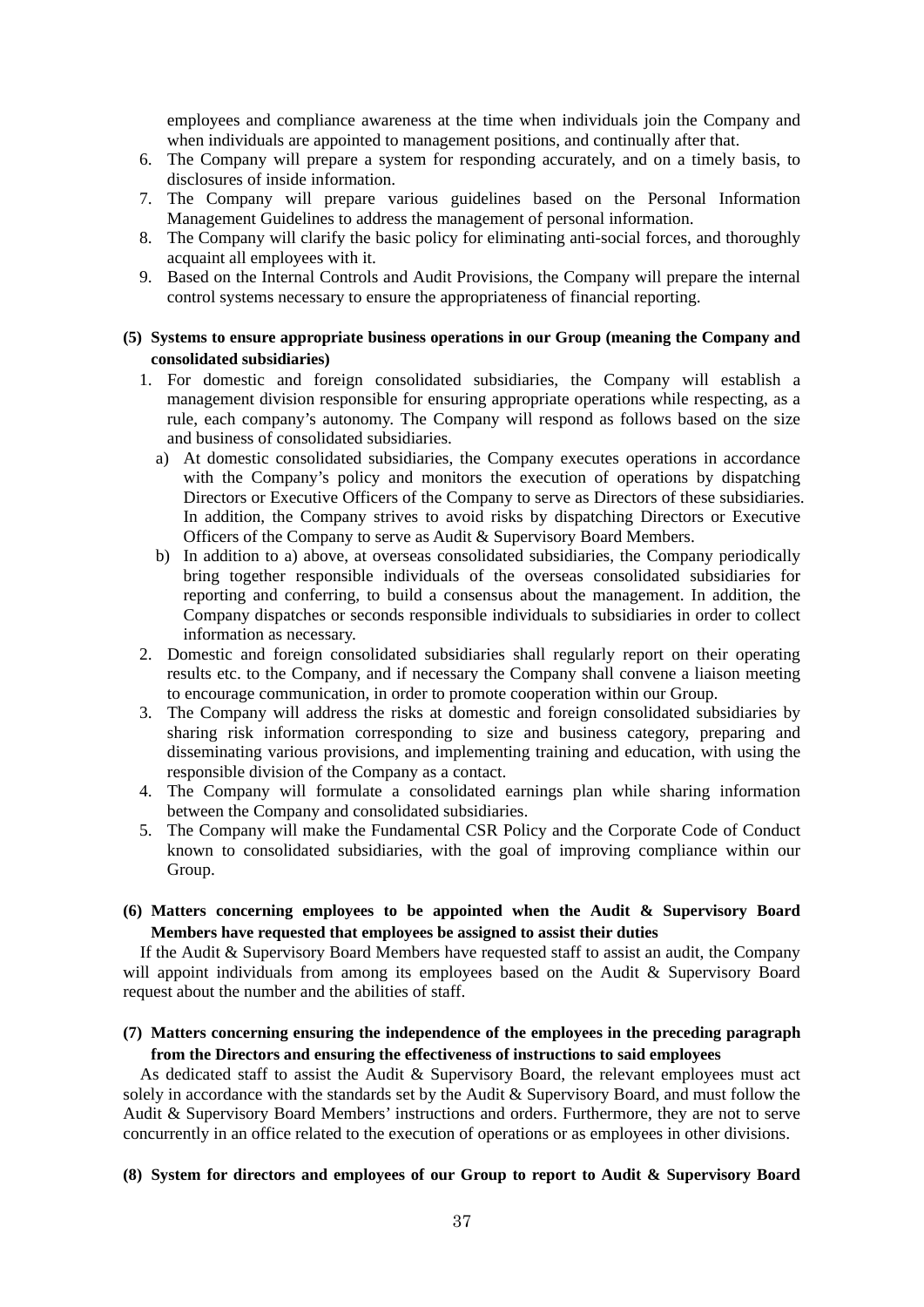employees and compliance awareness at the time when individuals join the Company and when individuals are appointed to management positions, and continually after that.

6. The Company will prepare a system for responding accurately, and on a timely basis, to disclosures of inside information.
7. The Company will prepare various guidelines based on the Personal Information Management Guidelines to address the management of personal information.
8. The Company will clarify the basic policy for eliminating anti-social forces, and thoroughly acquaint all employees with it.
9. Based on the Internal Controls and Audit Provisions, the Company will prepare the internal control systems necessary to ensure the appropriateness of financial reporting.

**(5) Systems to ensure appropriate business operations in our Group (meaning the Company and consolidated subsidiaries)**

1. For domestic and foreign consolidated subsidiaries, the Company will establish a management division responsible for ensuring appropriate operations while respecting, as a rule, each company's autonomy. The Company will respond as follows based on the size and business of consolidated subsidiaries.
   a) At domestic consolidated subsidiaries, the Company executes operations in accordance with the Company's policy and monitors the execution of operations by dispatching Directors or Executive Officers of the Company to serve as Directors of these subsidiaries. In addition, the Company strives to avoid risks by dispatching Directors or Executive Officers of the Company to serve as Audit & Supervisory Board Members.
   b) In addition to a) above, at overseas consolidated subsidiaries, the Company periodically bring together responsible individuals of the overseas consolidated subsidiaries for reporting and conferring, to build a consensus about the management. In addition, the Company dispatches or seconds responsible individuals to subsidiaries in order to collect information as necessary.
2. Domestic and foreign consolidated subsidiaries shall regularly report on their operating results etc. to the Company, and if necessary the Company shall convene a liaison meeting to encourage communication, in order to promote cooperation within our Group.
3. The Company will address the risks at domestic and foreign consolidated subsidiaries by sharing risk information corresponding to size and business category, preparing and disseminating various provisions, and implementing training and education, with using the responsible division of the Company as a contact.
4. The Company will formulate a consolidated earnings plan while sharing information between the Company and consolidated subsidiaries.
5. The Company will make the Fundamental CSR Policy and the Corporate Code of Conduct known to consolidated subsidiaries, with the goal of improving compliance within our Group.

**(6) Matters concerning employees to be appointed when the Audit & Supervisory Board Members have requested that employees be assigned to assist their duties**

If the Audit & Supervisory Board Members have requested staff to assist an audit, the Company will appoint individuals from among its employees based on the Audit & Supervisory Board request about the number and the abilities of staff.

**(7) Matters concerning ensuring the independence of the employees in the preceding paragraph from the Directors and ensuring the effectiveness of instructions to said employees**

As dedicated staff to assist the Audit & Supervisory Board, the relevant employees must act solely in accordance with the standards set by the Audit & Supervisory Board, and must follow the Audit & Supervisory Board Members' instructions and orders. Furthermore, they are not to serve concurrently in an office related to the execution of operations or as employees in other divisions.

**(8) System for directors and employees of our Group to report to Audit & Supervisory Board**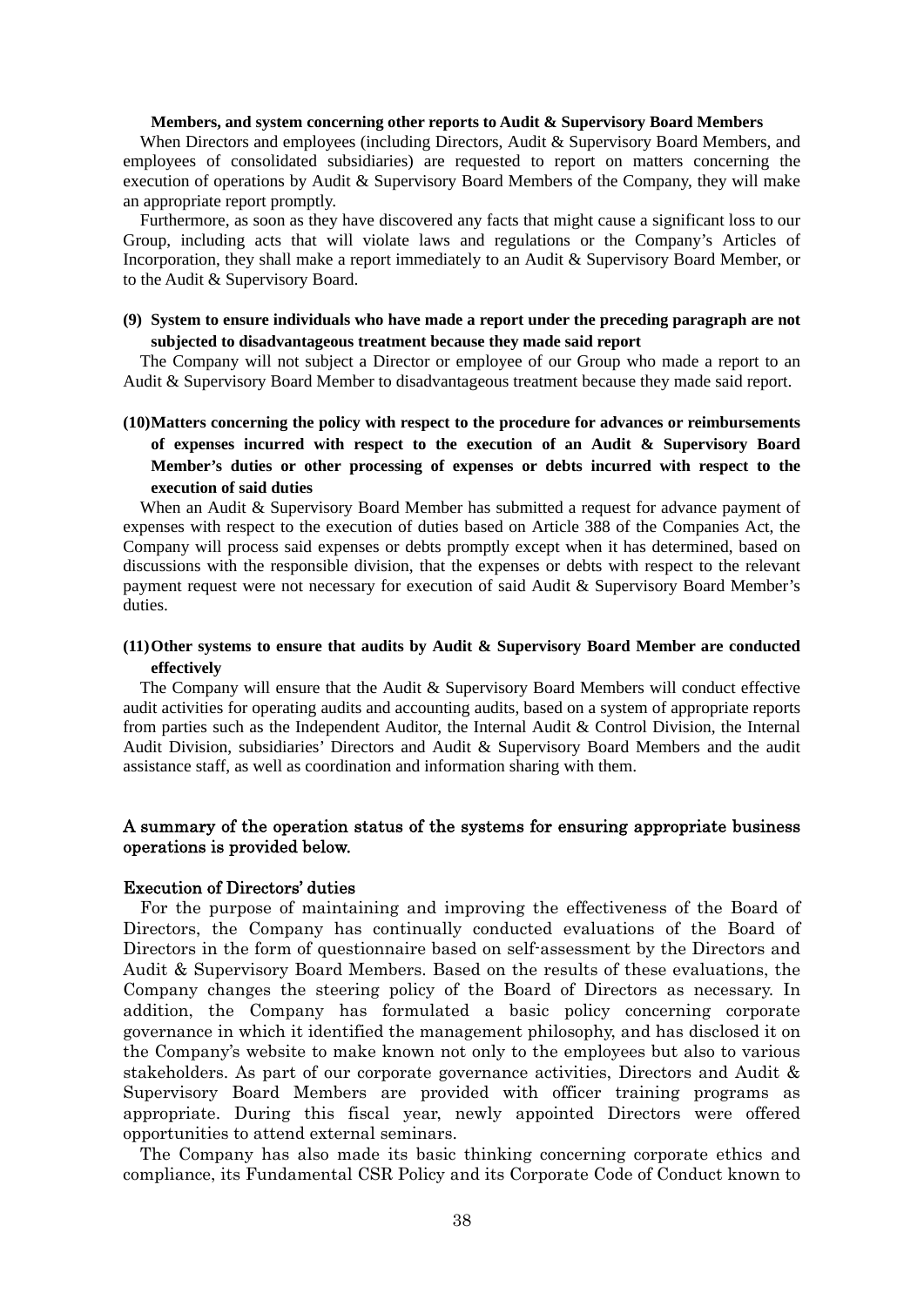**Members, and system concerning other reports to Audit & Supervisory Board Members**

When Directors and employees (including Directors, Audit & Supervisory Board Members, and employees of consolidated subsidiaries) are requested to report on matters concerning the execution of operations by Audit & Supervisory Board Members of the Company, they will make an appropriate report promptly.

Furthermore, as soon as they have discovered any facts that might cause a significant loss to our Group, including acts that will violate laws and regulations or the Company's Articles of Incorporation, they shall make a report immediately to an Audit & Supervisory Board Member, or to the Audit & Supervisory Board.

**(9) System to ensure individuals who have made a report under the preceding paragraph are not subjected to disadvantageous treatment because they made said report**

The Company will not subject a Director or employee of our Group who made a report to an Audit & Supervisory Board Member to disadvantageous treatment because they made said report.

**(10) Matters concerning the policy with respect to the procedure for advances or reimbursements of expenses incurred with respect to the execution of an Audit & Supervisory Board Member's duties or other processing of expenses or debts incurred with respect to the execution of said duties**

When an Audit & Supervisory Board Member has submitted a request for advance payment of expenses with respect to the execution of duties based on Article 388 of the Companies Act, the Company will process said expenses or debts promptly except when it has determined, based on discussions with the responsible division, that the expenses or debts with respect to the relevant payment request were not necessary for execution of said Audit & Supervisory Board Member's duties.

**(11) Other systems to ensure that audits by Audit & Supervisory Board Member are conducted effectively**

The Company will ensure that the Audit & Supervisory Board Members will conduct effective audit activities for operating audits and accounting audits, based on a system of appropriate reports from parties such as the Independent Auditor, the Internal Audit & Control Division, the Internal Audit Division, subsidiaries' Directors and Audit & Supervisory Board Members and the audit assistance staff, as well as coordination and information sharing with them.

A summary of the operation status of the systems for ensuring appropriate business operations is provided below.

Execution of Directors' duties

For the purpose of maintaining and improving the effectiveness of the Board of Directors, the Company has continually conducted evaluations of the Board of Directors in the form of questionnaire based on self-assessment by the Directors and Audit & Supervisory Board Members. Based on the results of these evaluations, the Company changes the steering policy of the Board of Directors as necessary. In addition, the Company has formulated a basic policy concerning corporate governance in which it identified the management philosophy, and has disclosed it on the Company's website to make known not only to the employees but also to various stakeholders. As part of our corporate governance activities, Directors and Audit & Supervisory Board Members are provided with officer training programs as appropriate. During this fiscal year, newly appointed Directors were offered opportunities to attend external seminars.

The Company has also made its basic thinking concerning corporate ethics and compliance, its Fundamental CSR Policy and its Corporate Code of Conduct known to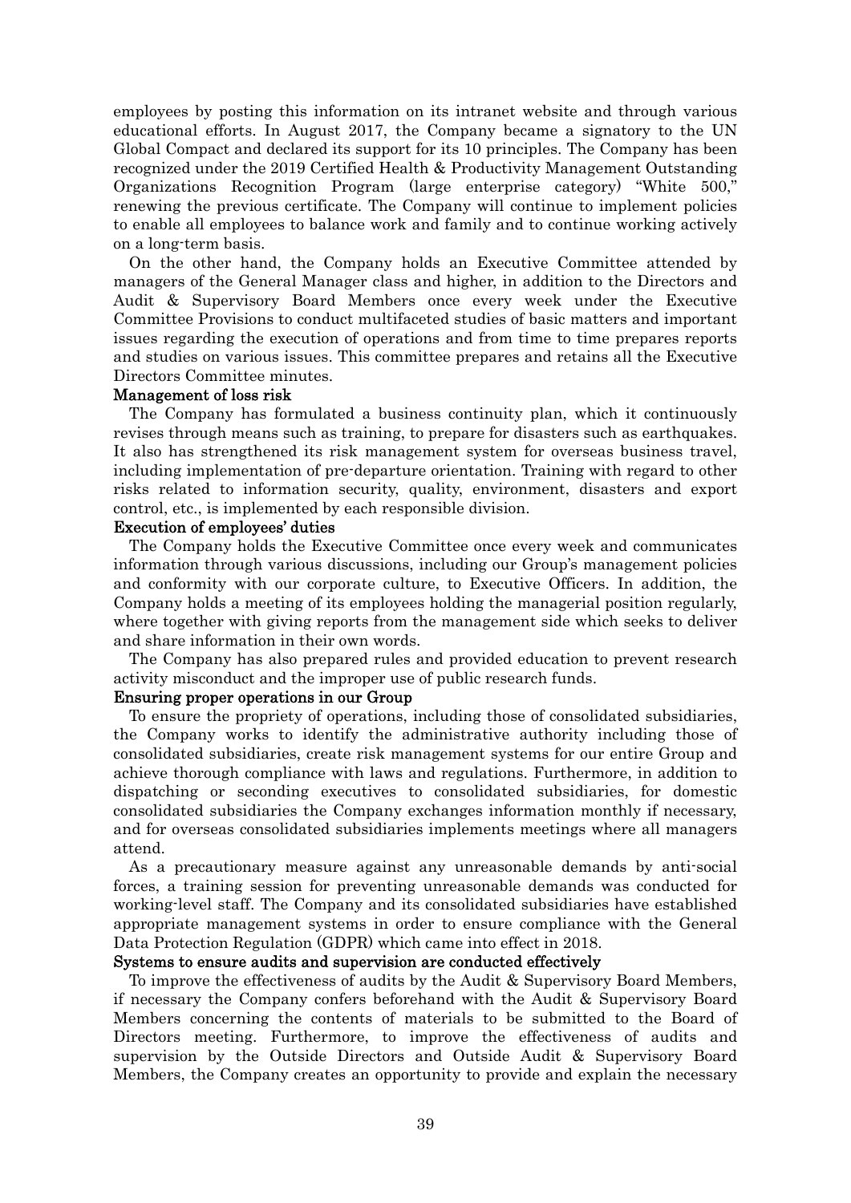employees by posting this information on its intranet website and through various educational efforts. In August 2017, the Company became a signatory to the UN Global Compact and declared its support for its 10 principles. The Company has been recognized under the 2019 Certified Health & Productivity Management Outstanding Organizations Recognition Program (large enterprise category) "White 500," renewing the previous certificate. The Company will continue to implement policies to enable all employees to balance work and family and to continue working actively on a long-term basis.

On the other hand, the Company holds an Executive Committee attended by managers of the General Manager class and higher, in addition to the Directors and Audit & Supervisory Board Members once every week under the Executive Committee Provisions to conduct multifaceted studies of basic matters and important issues regarding the execution of operations and from time to time prepares reports and studies on various issues. This committee prepares and retains all the Executive Directors Committee minutes.

**Management of loss risk**

The Company has formulated a business continuity plan, which it continuously revises through means such as training, to prepare for disasters such as earthquakes. It also has strengthened its risk management system for overseas business travel, including implementation of pre-departure orientation. Training with regard to other risks related to information security, quality, environment, disasters and export control, etc., is implemented by each responsible division.

**Execution of employees' duties**

The Company holds the Executive Committee once every week and communicates information through various discussions, including our Group's management policies and conformity with our corporate culture, to Executive Officers. In addition, the Company holds a meeting of its employees holding the managerial position regularly, where together with giving reports from the management side which seeks to deliver and share information in their own words.

The Company has also prepared rules and provided education to prevent research activity misconduct and the improper use of public research funds.

**Ensuring proper operations in our Group**

To ensure the propriety of operations, including those of consolidated subsidiaries, the Company works to identify the administrative authority including those of consolidated subsidiaries, create risk management systems for our entire Group and achieve thorough compliance with laws and regulations. Furthermore, in addition to dispatching or seconding executives to consolidated subsidiaries, for domestic consolidated subsidiaries the Company exchanges information monthly if necessary, and for overseas consolidated subsidiaries implements meetings where all managers attend.

As a precautionary measure against any unreasonable demands by anti-social forces, a training session for preventing unreasonable demands was conducted for working-level staff. The Company and its consolidated subsidiaries have established appropriate management systems in order to ensure compliance with the General Data Protection Regulation (GDPR) which came into effect in 2018.

**Systems to ensure audits and supervision are conducted effectively**

To improve the effectiveness of audits by the Audit & Supervisory Board Members, if necessary the Company confers beforehand with the Audit & Supervisory Board Members concerning the contents of materials to be submitted to the Board of Directors meeting. Furthermore, to improve the effectiveness of audits and supervision by the Outside Directors and Outside Audit & Supervisory Board Members, the Company creates an opportunity to provide and explain the necessary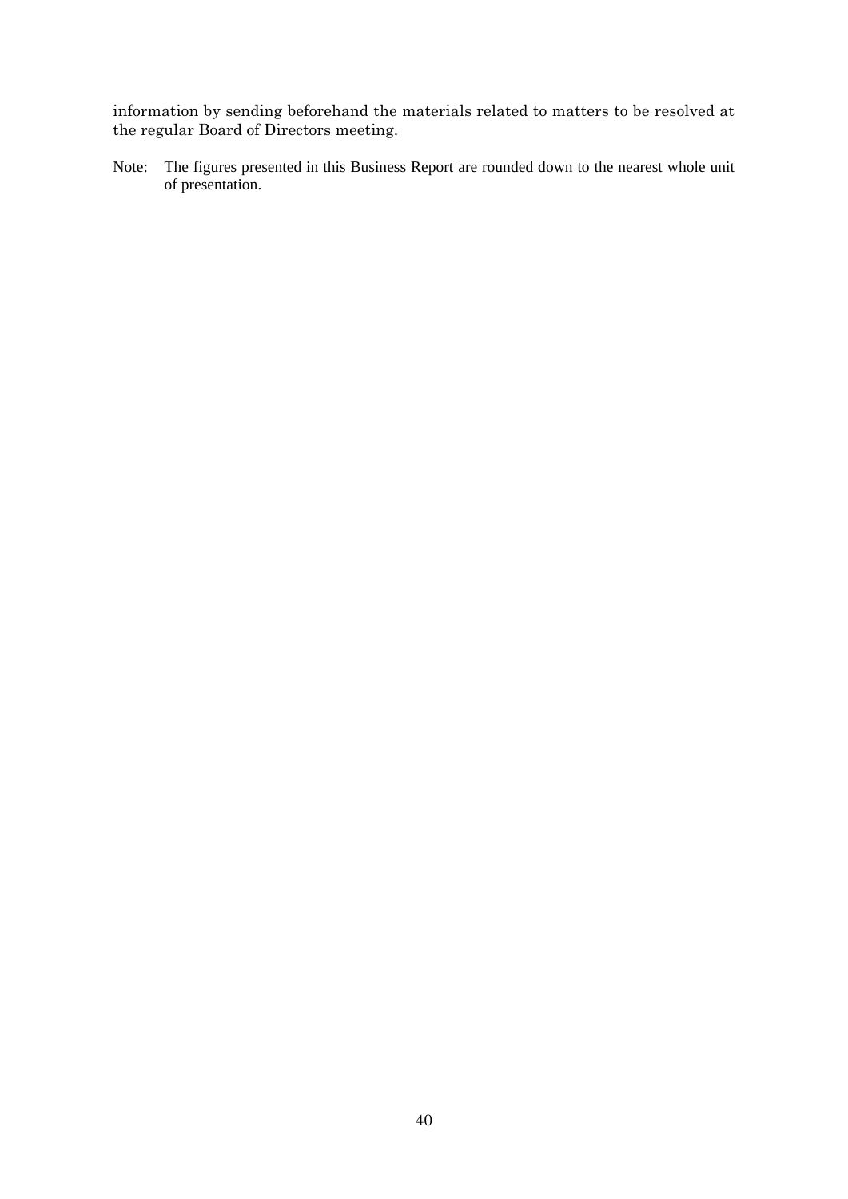information by sending beforehand the materials related to matters to be resolved at the regular Board of Directors meeting.

Note: The figures presented in this Business Report are rounded down to the nearest whole unit of presentation.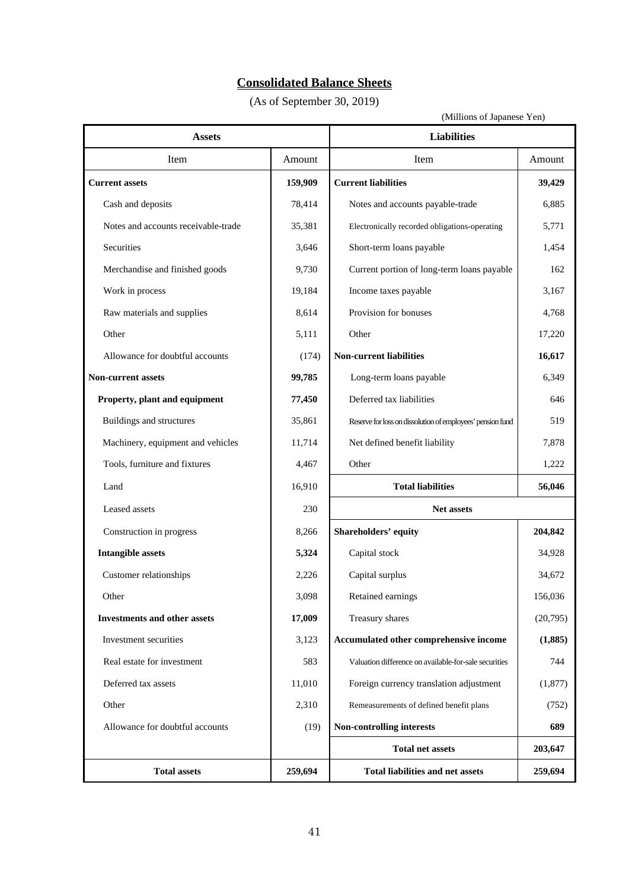# Consolidated Balance Sheets

(As of September 30, 2019)

(Millions of Japanese Yen)

| Assets | | Liabilities | |
|---|---|---|---|
| Item | Amount | Item | Amount |
| **Current assets** | **159,909** | **Current liabilities** | **39,429** |
| Cash and deposits | 78,414 | Notes and accounts payable-trade | 6,885 |
| Notes and accounts receivable-trade | 35,381 | Electronically recorded obligations-operating | 5,771 |
| Securities | 3,646 | Short-term loans payable | 1,454 |
| Merchandise and finished goods | 9,730 | Current portion of long-term loans payable | 162 |
| Work in process | 19,184 | Income taxes payable | 3,167 |
| Raw materials and supplies | 8,614 | Provision for bonuses | 4,768 |
| Other | 5,111 | Other | 17,220 |
| Allowance for doubtful accounts | (174) | **Non-current liabilities** | **16,617** |
| **Non-current assets** | **99,785** | Long-term loans payable | 6,349 |
| **Property, plant and equipment** | **77,450** | Deferred tax liabilities | 646 |
| Buildings and structures | 35,861 | Reserve for loss on dissolution of employees' pension fund | 519 |
| Machinery, equipment and vehicles | 11,714 | Net defined benefit liability | 7,878 |
| Tools, furniture and fixtures | 4,467 | Other | 1,222 |
| Land | 16,910 | **Total liabilities** | **56,046** |
| Leased assets | 230 | **Net assets** | |
| Construction in progress | 8,266 | **Shareholders' equity** | **204,842** |
| **Intangible assets** | **5,324** | Capital stock | 34,928 |
| Customer relationships | 2,226 | Capital surplus | 34,672 |
| Other | 3,098 | Retained earnings | 156,036 |
| **Investments and other assets** | **17,009** | Treasury shares | (20,795) |
| Investment securities | 3,123 | **Accumulated other comprehensive income** | **(1,885)** |
| Real estate for investment | 583 | Valuation difference on available-for-sale securities | 744 |
| Deferred tax assets | 11,010 | Foreign currency translation adjustment | (1,877) |
| Other | 2,310 | Remeasurements of defined benefit plans | (752) |
| Allowance for doubtful accounts | (19) | **Non-controlling interests** | **689** |
| | | **Total net assets** | **203,647** |
| **Total assets** | **259,694** | **Total liabilities and net assets** | **259,694** |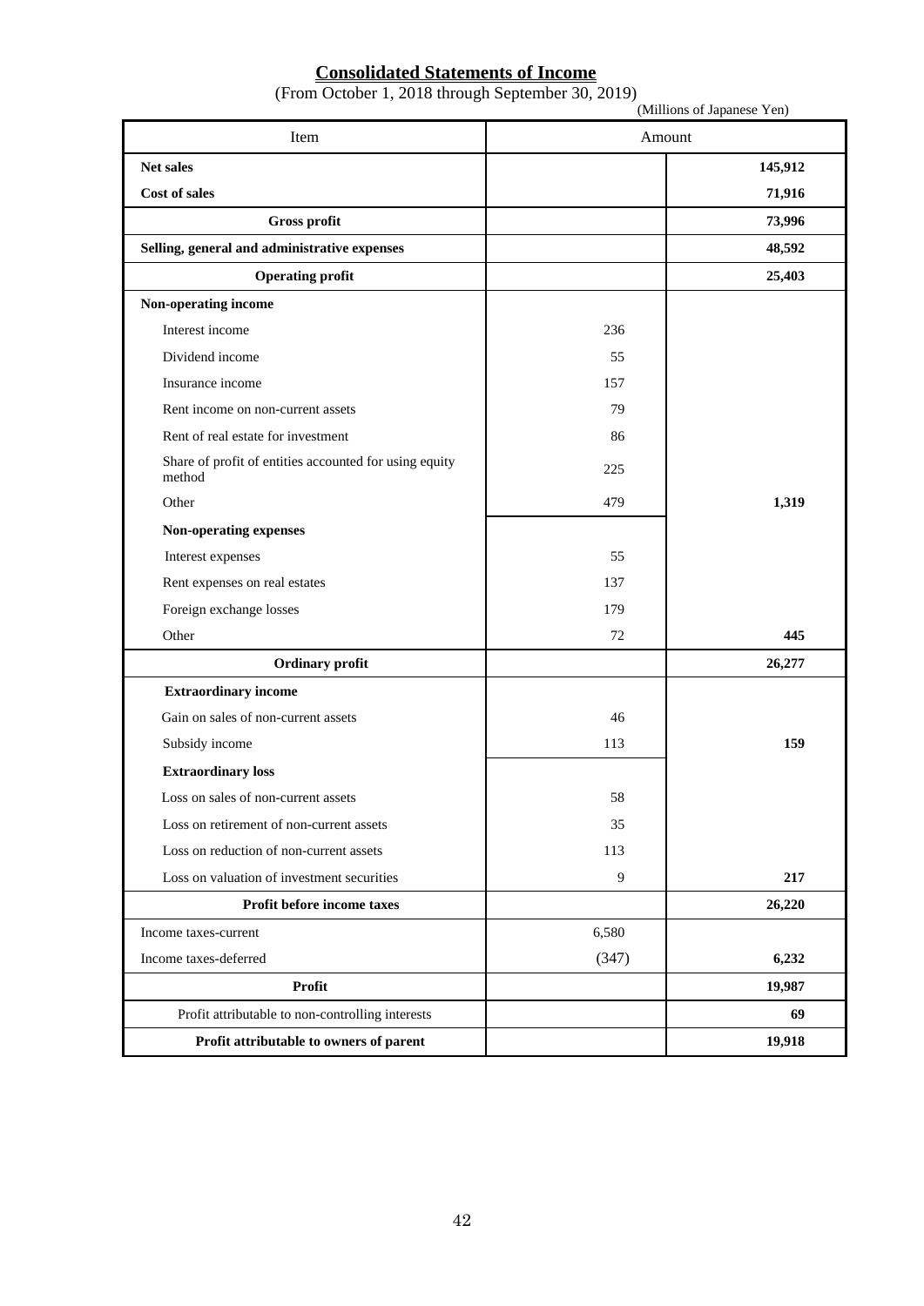## Consolidated Statements of Income

(From October 1, 2018 through September 30, 2019)

(Millions of Japanese Yen)

| Item | Amount | |
|---|---|---|
| **Net sales** | | **145,912** |
| **Cost of sales** | | **71,916** |
| **Gross profit** | | **73,996** |
| **Selling, general and administrative expenses** | | **48,592** |
| **Operating profit** | | **25,403** |
| **Non-operating income** | | |
| Interest income | 236 | |
| Dividend income | 55 | |
| Insurance income | 157 | |
| Rent income on non-current assets | 79 | |
| Rent of real estate for investment | 86 | |
| Share of profit of entities accounted for using equity method | 225 | |
| Other | 479 | **1,319** |
| **Non-operating expenses** | | |
| Interest expenses | 55 | |
| Rent expenses on real estates | 137 | |
| Foreign exchange losses | 179 | |
| Other | 72 | **445** |
| **Ordinary profit** | | **26,277** |
| **Extraordinary income** | | |
| Gain on sales of non-current assets | 46 | |
| Subsidy income | 113 | **159** |
| **Extraordinary loss** | | |
| Loss on sales of non-current assets | 58 | |
| Loss on retirement of non-current assets | 35 | |
| Loss on reduction of non-current assets | 113 | |
| Loss on valuation of investment securities | 9 | **217** |
| **Profit before income taxes** | | **26,220** |
| Income taxes-current | 6,580 | |
| Income taxes-deferred | (347) | **6,232** |
| **Profit** | | **19,987** |
| Profit attributable to non-controlling interests | | **69** |
| **Profit attributable to owners of parent** | | **19,918** |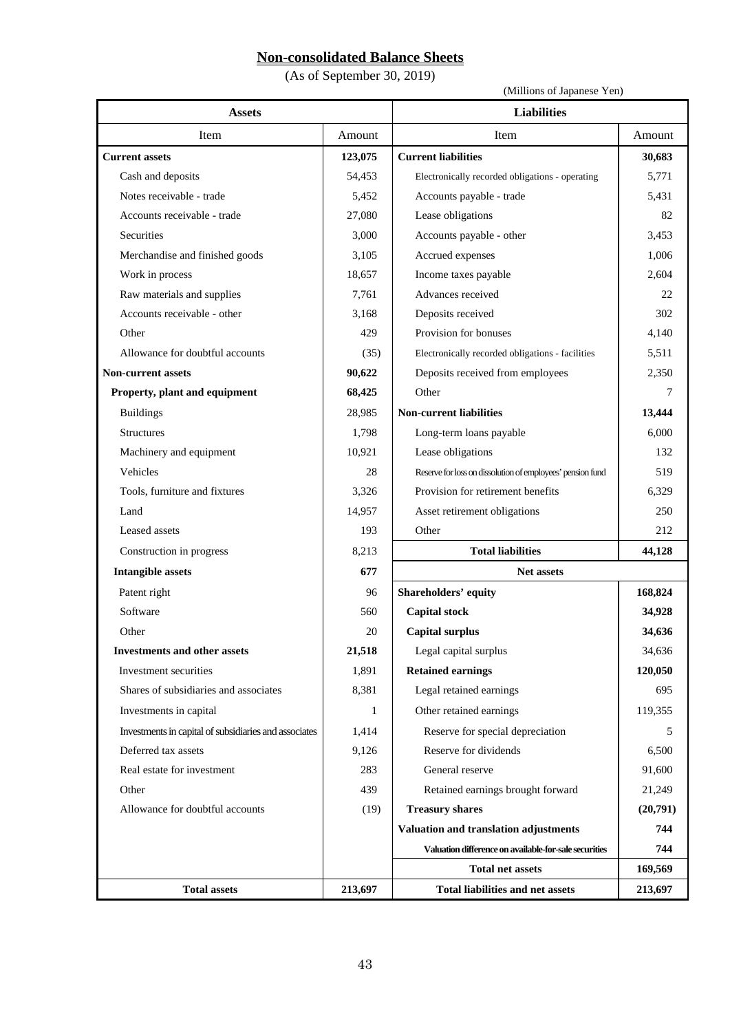# Non-consolidated Balance Sheets

(As of September 30, 2019)

(Millions of Japanese Yen)

| Assets | | Liabilities | |
|---|---|---|---|
| Item | Amount | Item | Amount |
| **Current assets** | **123,075** | **Current liabilities** | **30,683** |
| Cash and deposits | 54,453 | Electronically recorded obligations - operating | 5,771 |
| Notes receivable - trade | 5,452 | Accounts payable - trade | 5,431 |
| Accounts receivable - trade | 27,080 | Lease obligations | 82 |
| Securities | 3,000 | Accounts payable - other | 3,453 |
| Merchandise and finished goods | 3,105 | Accrued expenses | 1,006 |
| Work in process | 18,657 | Income taxes payable | 2,604 |
| Raw materials and supplies | 7,761 | Advances received | 22 |
| Accounts receivable - other | 3,168 | Deposits received | 302 |
| Other | 429 | Provision for bonuses | 4,140 |
| Allowance for doubtful accounts | (35) | Electronically recorded obligations - facilities | 5,511 |
| **Non-current assets** | **90,622** | Deposits received from employees | 2,350 |
| **Property, plant and equipment** | **68,425** | Other | 7 |
| Buildings | 28,985 | **Non-current liabilities** | **13,444** |
| Structures | 1,798 | Long-term loans payable | 6,000 |
| Machinery and equipment | 10,921 | Lease obligations | 132 |
| Vehicles | 28 | Reserve for loss on dissolution of employees' pension fund | 519 |
| Tools, furniture and fixtures | 3,326 | Provision for retirement benefits | 6,329 |
| Land | 14,957 | Asset retirement obligations | 250 |
| Leased assets | 193 | Other | 212 |
| Construction in progress | 8,213 | **Total liabilities** | **44,128** |
| **Intangible assets** | **677** | **Net assets** | |
| Patent right | 96 | **Shareholders' equity** | **168,824** |
| Software | 560 | **Capital stock** | **34,928** |
| Other | 20 | **Capital surplus** | **34,636** |
| **Investments and other assets** | **21,518** | Legal capital surplus | 34,636 |
| Investment securities | 1,891 | **Retained earnings** | **120,050** |
| Shares of subsidiaries and associates | 8,381 | Legal retained earnings | 695 |
| Investments in capital | 1 | Other retained earnings | 119,355 |
| Investments in capital of subsidiaries and associates | 1,414 | Reserve for special depreciation | 5 |
| Deferred tax assets | 9,126 | Reserve for dividends | 6,500 |
| Real estate for investment | 283 | General reserve | 91,600 |
| Other | 439 | Retained earnings brought forward | 21,249 |
| Allowance for doubtful accounts | (19) | **Treasury shares** | **(20,791)** |
| | | **Valuation and translation adjustments** | **744** |
| | | **Valuation difference on available-for-sale securities** | **744** |
| | | **Total net assets** | **169,569** |
| **Total assets** | **213,697** | **Total liabilities and net assets** | **213,697** |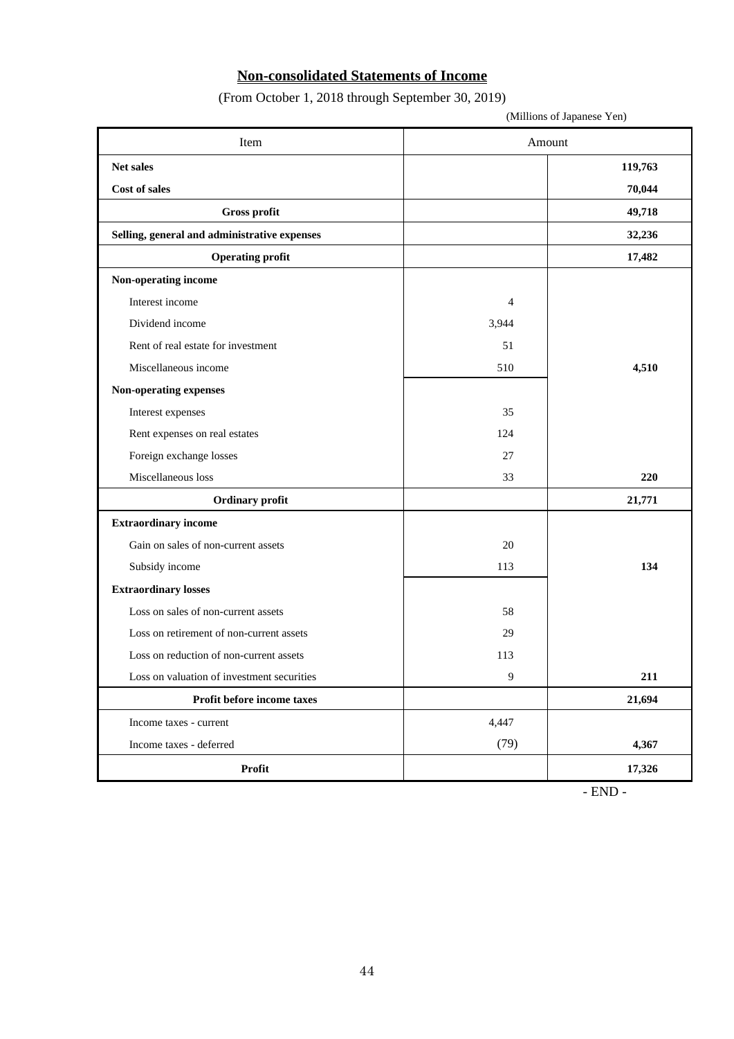## Non-consolidated Statements of Income

(From October 1, 2018 through September 30, 2019)

(Millions of Japanese Yen)

| Item | Amount | |
|---|---|---|
| **Net sales** | | **119,763** |
| **Cost of sales** | | **70,044** |
| **Gross profit** | | **49,718** |
| **Selling, general and administrative expenses** | | **32,236** |
| **Operating profit** | | **17,482** |
| **Non-operating income** | | |
| Interest income | 4 | |
| Dividend income | 3,944 | |
| Rent of real estate for investment | 51 | |
| Miscellaneous income | 510 | **4,510** |
| **Non-operating expenses** | | |
| Interest expenses | 35 | |
| Rent expenses on real estates | 124 | |
| Foreign exchange losses | 27 | |
| Miscellaneous loss | 33 | **220** |
| **Ordinary profit** | | **21,771** |
| **Extraordinary income** | | |
| Gain on sales of non-current assets | 20 | |
| Subsidy income | 113 | **134** |
| **Extraordinary losses** | | |
| Loss on sales of non-current assets | 58 | |
| Loss on retirement of non-current assets | 29 | |
| Loss on reduction of non-current assets | 113 | |
| Loss on valuation of investment securities | 9 | **211** |
| **Profit before income taxes** | | **21,694** |
| Income taxes - current | 4,447 | |
| Income taxes - deferred | (79) | **4,367** |
| **Profit** | | **17,326** |

- END -